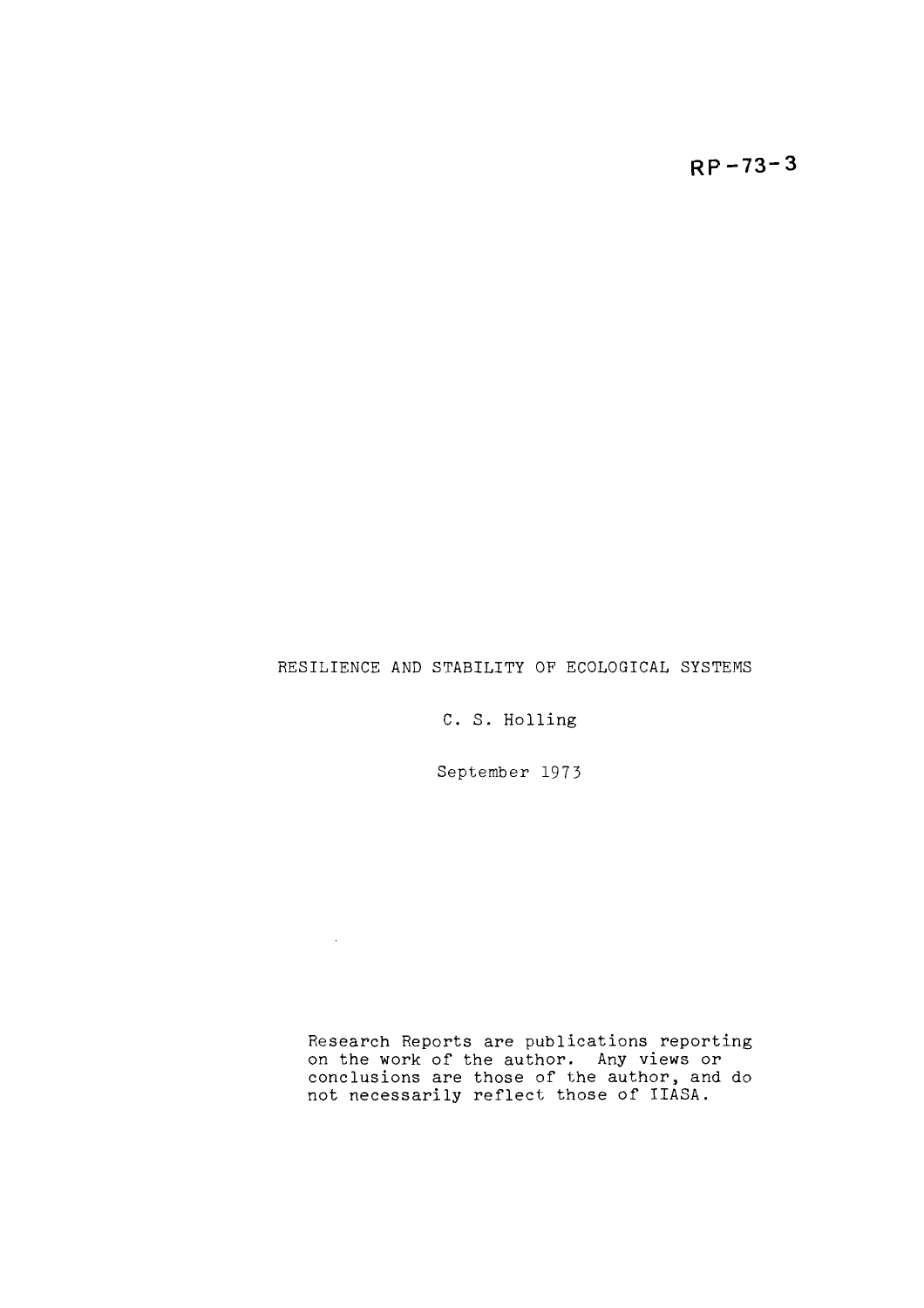RP-73-3

# RESILIENCE AND STABILITY OF ECOLOGICAL SYSTEMS

C. S. Holling

September 1973

Research Reports are publications reporting on the work of the author. Any views or conclusions are those of the author, and do not necessarily reflect those of IIASA.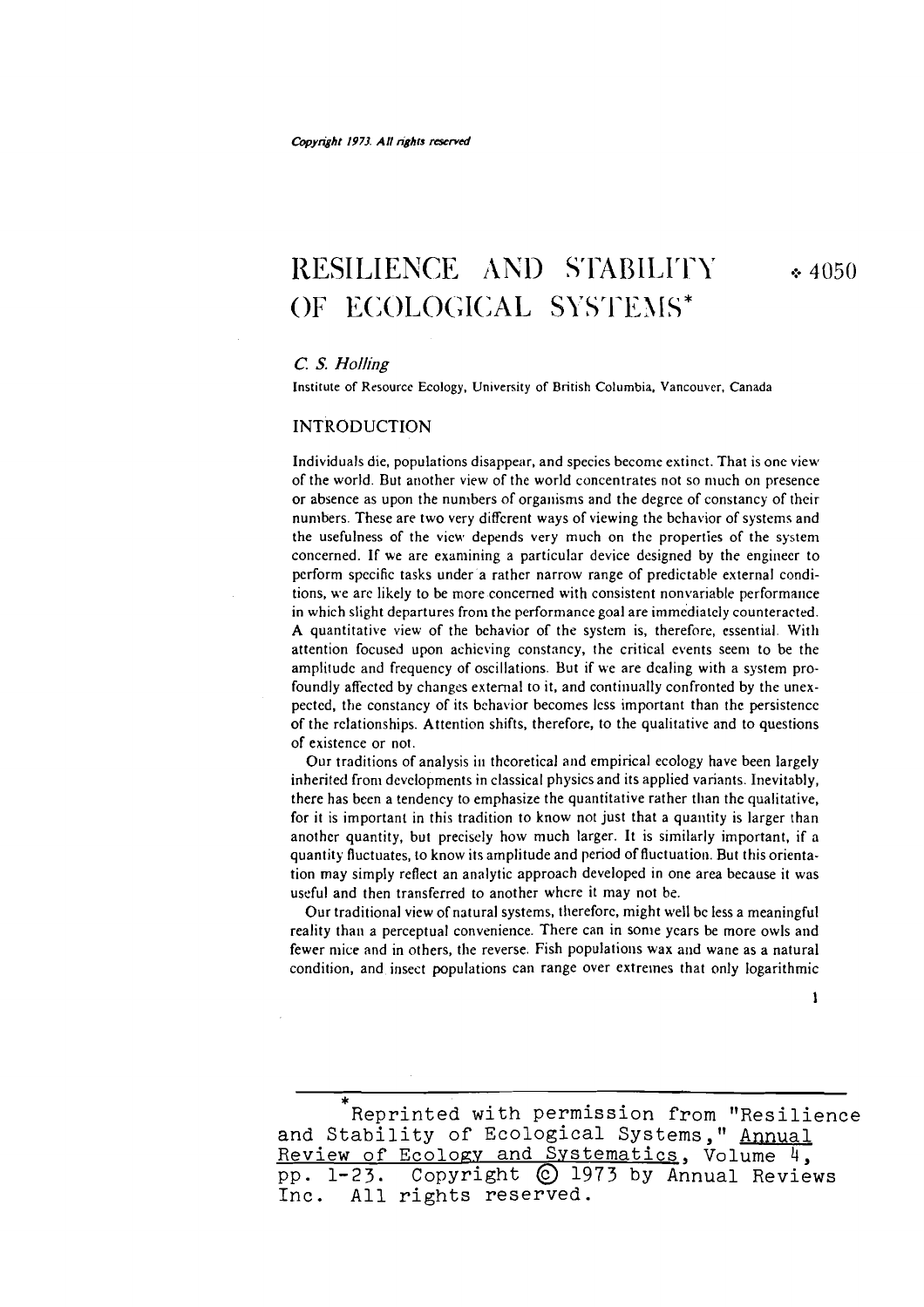Copyright 1973. All rights reserved

# RESILIENCE AND STABILITY OF ECOLOGICAL SYSTEMS*

❖ 4050

*C. S. Holling*

Institute of Resource Ecology, University of British Columbia, Vancouver, Canada

## INTRODUCTION

Individuals die, populations disappear, and species become extinct. That is one view of the world. But another view of the world concentrates not so much on presence or absence as upon the numbers of organisms and the degree of constancy of their numbers. These are two very different ways of viewing the behavior of systems and the usefulness of the view depends very much on the properties of the system concerned. If we are examining a particular device designed by the engineer to perform specific tasks under a rather narrow range of predictable external conditions, we are likely to be more concerned with consistent nonvariable performance in which slight departures from the performance goal are immediately counteracted. A quantitative view of the behavior of the system is, therefore, essential. With attention focused upon achieving constancy, the critical events seem to be the amplitude and frequency of oscillations. But if we are dealing with a system profoundly affected by changes external to it, and continually confronted by the unexpected, the constancy of its behavior becomes less important than the persistence of the relationships. Attention shifts, therefore, to the qualitative and to questions of existence or not.

Our traditions of analysis in theoretical and empirical ecology have been largely inherited from developments in classical physics and its applied variants. Inevitably, there has been a tendency to emphasize the quantitative rather than the qualitative, for it is important in this tradition to know not just that a quantity is larger than another quantity, but precisely how much larger. It is similarly important, if a quantity fluctuates, to know its amplitude and period of fluctuation. But this orientation may simply reflect an analytic approach developed in one area because it was useful and then transferred to another where it may not be.

Our traditional view of natural systems, therefore, might well be less a meaningful reality than a perceptual convenience. There can in some years be more owls and fewer mice and in others, the reverse. Fish populations wax and wane as a natural condition, and insect populations can range over extremes that only logarithmic

---

*Reprinted with permission from "Resilience and Stability of Ecological Systems," Annual Review of Ecology and Systematics, Volume 4, pp. 1-23. Copyright © 1973 by Annual Reviews Inc. All rights reserved.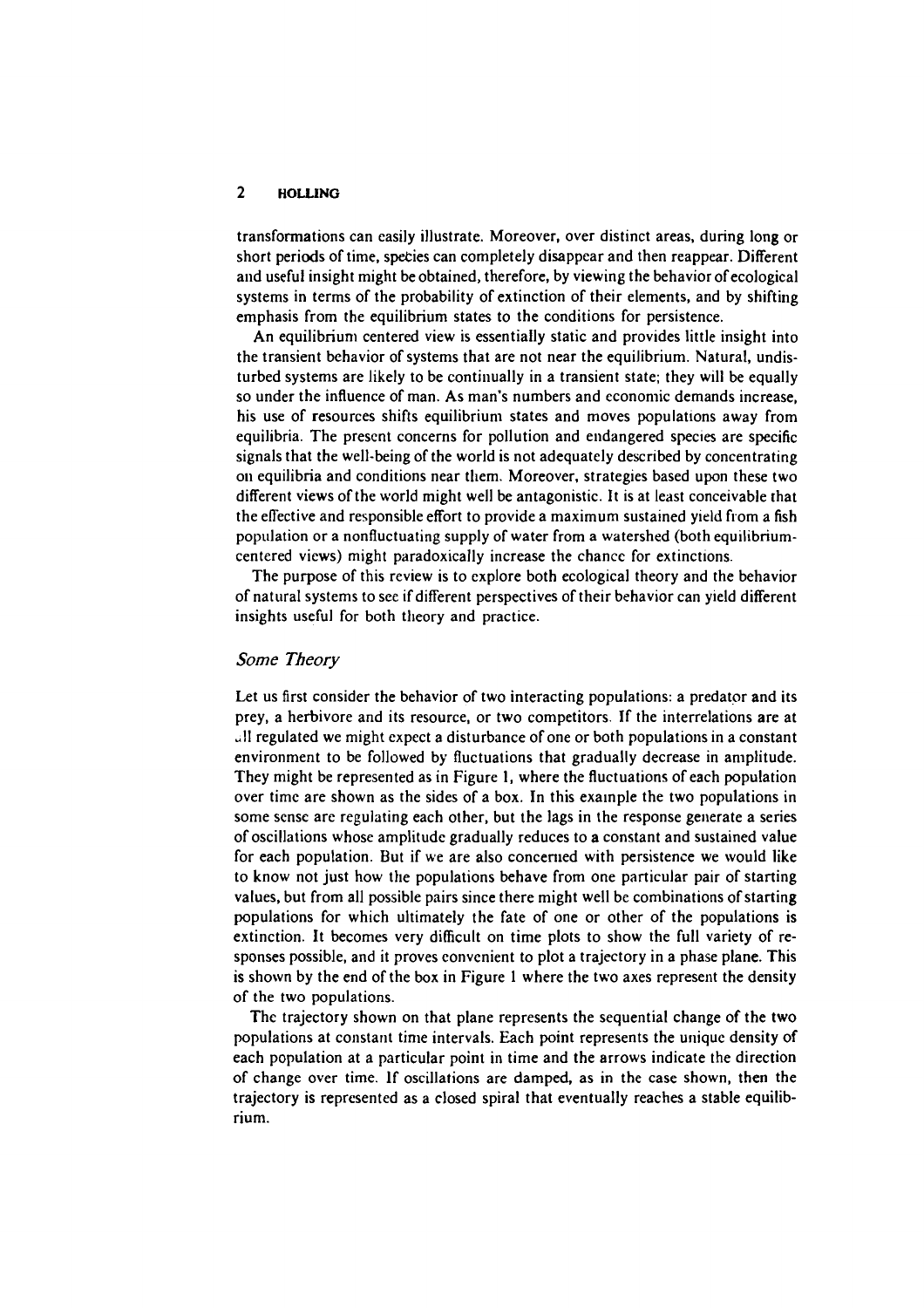transformations can easily illustrate. Moreover, over distinct areas, during long or short periods of time, species can completely disappear and then reappear. Different and useful insight might be obtained, therefore, by viewing the behavior of ecological systems in terms of the probability of extinction of their elements, and by shifting emphasis from the equilibrium states to the conditions for persistence.

An equilibrium centered view is essentially static and provides little insight into the transient behavior of systems that are not near the equilibrium. Natural, undisturbed systems are likely to be continually in a transient state; they will be equally so under the influence of man. As man's numbers and economic demands increase, his use of resources shifts equilibrium states and moves populations away from equilibria. The present concerns for pollution and endangered species are specific signals that the well-being of the world is not adequately described by concentrating on equilibria and conditions near them. Moreover, strategies based upon these two different views of the world might well be antagonistic. It is at least conceivable that the effective and responsible effort to provide a maximum sustained yield from a fish population or a nonfluctuating supply of water from a watershed (both equilibrium-centered views) might paradoxically increase the chance for extinctions.

The purpose of this review is to explore both ecological theory and the behavior of natural systems to see if different perspectives of their behavior can yield different insights useful for both theory and practice.

## *Some Theory*

Let us first consider the behavior of two interacting populations: a predator and its prey, a herbivore and its resource, or two competitors. If the interrelations are at all regulated we might expect a disturbance of one or both populations in a constant environment to be followed by fluctuations that gradually decrease in amplitude. They might be represented as in Figure 1, where the fluctuations of each population over time are shown as the sides of a box. In this example the two populations in some sense are regulating each other, but the lags in the response generate a series of oscillations whose amplitude gradually reduces to a constant and sustained value for each population. But if we are also concerned with persistence we would like to know not just how the populations behave from one particular pair of starting values, but from all possible pairs since there might well be combinations of starting populations for which ultimately the fate of one or other of the populations is extinction. It becomes very difficult on time plots to show the full variety of responses possible, and it proves convenient to plot a trajectory in a phase plane. This is shown by the end of the box in Figure 1 where the two axes represent the density of the two populations.

The trajectory shown on that plane represents the sequential change of the two populations at constant time intervals. Each point represents the unique density of each population at a particular point in time and the arrows indicate the direction of change over time. If oscillations are damped, as in the case shown, then the trajectory is represented as a closed spiral that eventually reaches a stable equilibrium.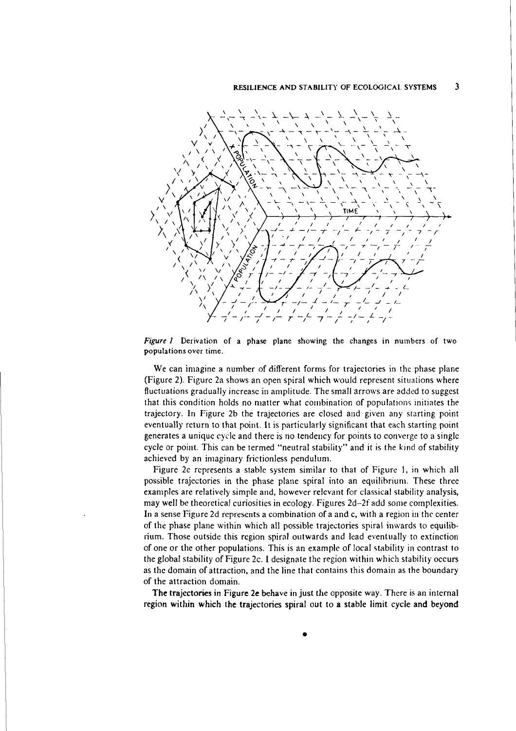X POPULATION

TIME

Y POPULATION

*Figure 1* Derivation of a phase plane showing the changes in numbers of two populations over time.

We can imagine a number of different forms for trajectories in the phase plane (Figure 2). Figure 2a shows an open spiral which would represent situations where fluctuations gradually increase in amplitude. The small arrows are added to suggest that this condition holds no matter what combination of populations initiates the trajectory. In Figure 2b the trajectories are closed and given any starting point eventually return to that point. It is particularly significant that each starting point generates a unique cycle and there is no tendency for points to converge to a single cycle or point. This can be termed "neutral stability" and it is the kind of stability achieved by an imaginary frictionless pendulum.

Figure 2c represents a stable system similar to that of Figure 1, in which all possible trajectories in the phase plane spiral into an equilibrium. These three examples are relatively simple and, however relevant for classical stability analysis, may well be theoretical curiosities in ecology. Figures 2d–2f add some complexities. In a sense Figure 2d represents a combination of a and c, with a region in the center of the phase plane within which all possible trajectories spiral inwards to equilibrium. Those outside this region spiral outwards and lead eventually to extinction of one or the other populations. This is an example of local stability in contrast to the global stability of Figure 2c. I designate the region within which stability occurs as the domain of attraction, and the line that contains this domain as the boundary of the attraction domain.

The trajectories in Figure 2e behave in just the opposite way. There is an internal region within which the trajectories spiral out to a stable limit cycle and beyond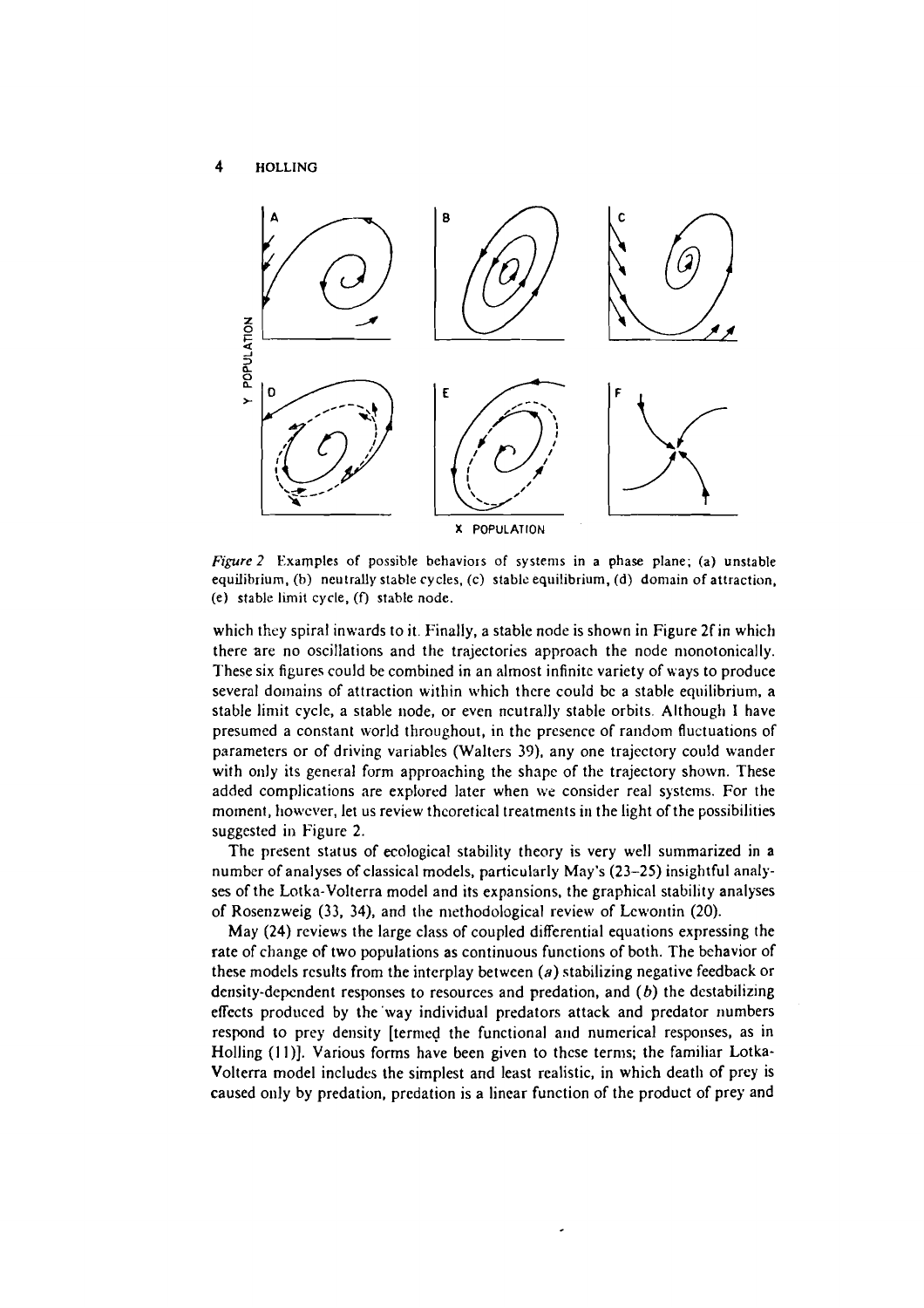A

B

C

D

E

F

Y POPULATION

X POPULATION

*Figure 2* Examples of possible behaviors of systems in a phase plane; (a) unstable equilibrium, (b) neutrally stable cycles, (c) stable equilibrium, (d) domain of attraction, (e) stable limit cycle, (f) stable node.

which they spiral inwards to it. Finally, a stable node is shown in Figure 2f in which there are no oscillations and the trajectories approach the node monotonically. These six figures could be combined in an almost infinite variety of ways to produce several domains of attraction within which there could be a stable equilibrium, a stable limit cycle, a stable node, or even neutrally stable orbits. Although I have presumed a constant world throughout, in the presence of random fluctuations of parameters or of driving variables (Walters 39), any one trajectory could wander with only its general form approaching the shape of the trajectory shown. These added complications are explored later when we consider real systems. For the moment, however, let us review theoretical treatments in the light of the possibilities suggested in Figure 2.

The present status of ecological stability theory is very well summarized in a number of analyses of classical models, particularly May's (23–25) insightful analyses of the Lotka-Volterra model and its expansions, the graphical stability analyses of Rosenzweig (33, 34), and the methodological review of Lewontin (20).

May (24) reviews the large class of coupled differential equations expressing the rate of change of two populations as continuous functions of both. The behavior of these models results from the interplay between (*a*) stabilizing negative feedback or density-dependent responses to resources and predation, and (*b*) the destabilizing effects produced by the way individual predators attack and predator numbers respond to prey density [termed the functional and numerical responses, as in Holling (11)]. Various forms have been given to these terms; the familiar Lotka-Volterra model includes the simplest and least realistic, in which death of prey is caused only by predation, predation is a linear function of the product of prey and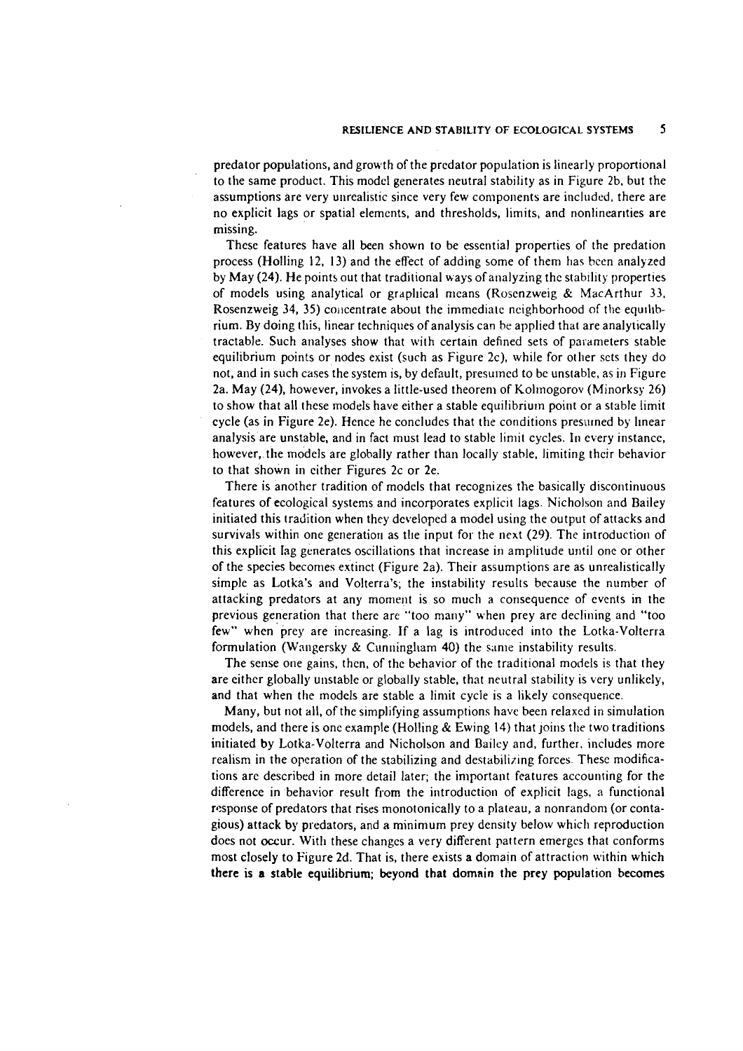predator populations, and growth of the predator population is linearly proportional to the same product. This model generates neutral stability as in Figure 2b, but the assumptions are very unrealistic since very few components are included, there are no explicit lags or spatial elements, and thresholds, limits, and nonlinearities are missing.

These features have all been shown to be essential properties of the predation process (Holling 12, 13) and the effect of adding some of them has been analyzed by May (24). He points out that traditional ways of analyzing the stability properties of models using analytical or graphical means (Rosenzweig & MacArthur 33, Rosenzweig 34, 35) concentrate about the immediate neighborhood of the equilibrium. By doing this, linear techniques of analysis can be applied that are analytically tractable. Such analyses show that with certain defined sets of parameters stable equilibrium points or nodes exist (such as Figure 2c), while for other sets they do not, and in such cases the system is, by default, presumed to be unstable, as in Figure 2a. May (24), however, invokes a little-used theorem of Kolmogorov (Minorksy 26) to show that all these models have either a stable equilibrium point or a stable limit cycle (as in Figure 2e). Hence he concludes that the conditions presumed by linear analysis are unstable, and in fact must lead to stable limit cycles. In every instance, however, the models are globally rather than locally stable, limiting their behavior to that shown in either Figures 2c or 2e.

There is another tradition of models that recognizes the basically discontinuous features of ecological systems and incorporates explicit lags. Nicholson and Bailey initiated this tradition when they developed a model using the output of attacks and survivals within one generation as the input for the next (29). The introduction of this explicit lag generates oscillations that increase in amplitude until one or other of the species becomes extinct (Figure 2a). Their assumptions are as unrealistically simple as Lotka's and Volterra's; the instability results because the number of attacking predators at any moment is so much a consequence of events in the previous generation that there are "too many" when prey are declining and "too few" when prey are increasing. If a lag is introduced into the Lotka-Volterra formulation (Wangersky & Cunningham 40) the same instability results.

The sense one gains, then, of the behavior of the traditional models is that they are either globally unstable or globally stable, that neutral stability is very unlikely, and that when the models are stable a limit cycle is a likely consequence.

Many, but not all, of the simplifying assumptions have been relaxed in simulation models, and there is one example (Holling & Ewing 14) that joins the two traditions initiated by Lotka-Volterra and Nicholson and Bailey and, further, includes more realism in the operation of the stabilizing and destabilizing forces. These modifications are described in more detail later; the important features accounting for the difference in behavior result from the introduction of explicit lags, a functional response of predators that rises monotonically to a plateau, a nonrandom (or contagious) attack by predators, and a minimum prey density below which reproduction does not occur. With these changes a very different pattern emerges that conforms most closely to Figure 2d. That is, there exists a domain of attraction within which there is a stable equilibrium; beyond that domain the prey population becomes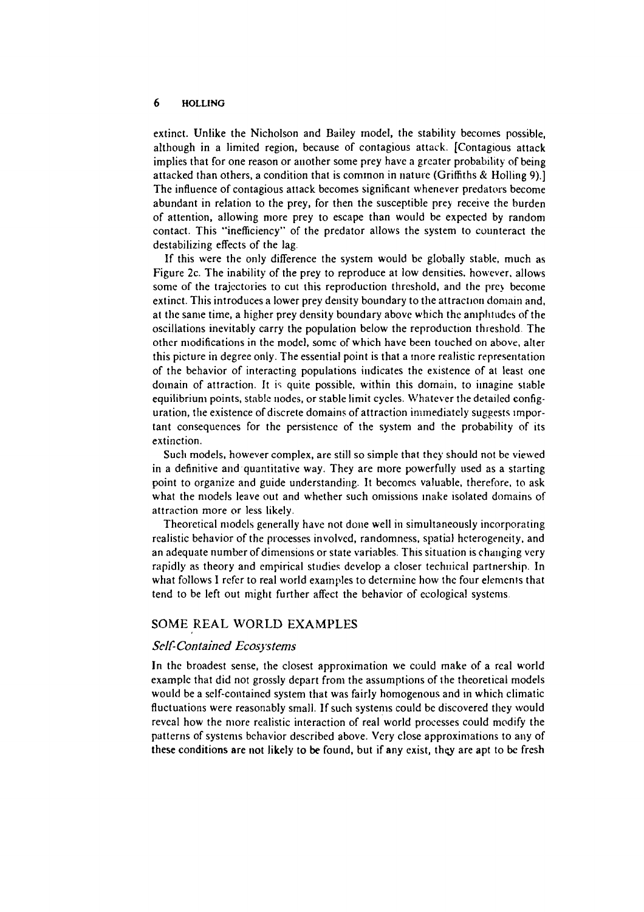extinct. Unlike the Nicholson and Bailey model, the stability becomes possible, although in a limited region, because of contagious attack. [Contagious attack implies that for one reason or another some prey have a greater probability of being attacked than others, a condition that is common in nature (Griffiths & Holling 9).] The influence of contagious attack becomes significant whenever predators become abundant in relation to the prey, for then the susceptible prey receive the burden of attention, allowing more prey to escape than would be expected by random contact. This "inefficiency" of the predator allows the system to counteract the destabilizing effects of the lag.

If this were the only difference the system would be globally stable, much as Figure 2c. The inability of the prey to reproduce at low densities, however, allows some of the trajectories to cut this reproduction threshold, and the prey become extinct. This introduces a lower prey density boundary to the attraction domain and, at the same time, a higher prey density boundary above which the amplitudes of the oscillations inevitably carry the population below the reproduction threshold. The other modifications in the model, some of which have been touched on above, alter this picture in degree only. The essential point is that a more realistic representation of the behavior of interacting populations indicates the existence of at least one domain of attraction. It is quite possible, within this domain, to imagine stable equilibrium points, stable nodes, or stable limit cycles. Whatever the detailed configuration, the existence of discrete domains of attraction immediately suggests important consequences for the persistence of the system and the probability of its extinction.

Such models, however complex, are still so simple that they should not be viewed in a definitive and quantitative way. They are more powerfully used as a starting point to organize and guide understanding. It becomes valuable, therefore, to ask what the models leave out and whether such omissions make isolated domains of attraction more or less likely.

Theoretical models generally have not done well in simultaneously incorporating realistic behavior of the processes involved, randomness, spatial heterogeneity, and an adequate number of dimensions or state variables. This situation is changing very rapidly as theory and empirical studies develop a closer technical partnership. In what follows I refer to real world examples to determine how the four elements that tend to be left out might further affect the behavior of ecological systems.

## SOME REAL WORLD EXAMPLES

### *Self-Contained Ecosystems*

In the broadest sense, the closest approximation we could make of a real world example that did not grossly depart from the assumptions of the theoretical models would be a self-contained system that was fairly homogenous and in which climatic fluctuations were reasonably small. If such systems could be discovered they would reveal how the more realistic interaction of real world processes could modify the patterns of systems behavior described above. Very close approximations to any of these conditions are not likely to be found, but if any exist, they are apt to be fresh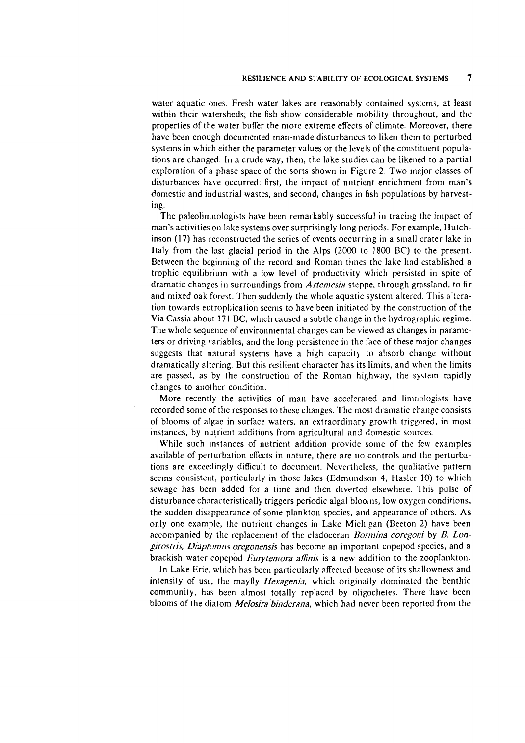water aquatic ones. Fresh water lakes are reasonably contained systems, at least within their watersheds; the fish show considerable mobility throughout, and the properties of the water buffer the more extreme effects of climate. Moreover, there have been enough documented man-made disturbances to liken them to perturbed systems in which either the parameter values or the levels of the constituent populations are changed. In a crude way, then, the lake studies can be likened to a partial exploration of a phase space of the sorts shown in Figure 2. Two major classes of disturbances have occurred: first, the impact of nutrient enrichment from man's domestic and industrial wastes, and second, changes in fish populations by harvesting.

The paleolimnologists have been remarkably successful in tracing the impact of man's activities on lake systems over surprisingly long periods. For example, Hutchinson (17) has reconstructed the series of events occurring in a small crater lake in Italy from the last glacial period in the Alps (2000 to 1800 BC) to the present. Between the beginning of the record and Roman times the lake had established a trophic equilibrium with a low level of productivity which persisted in spite of dramatic changes in surroundings from *Artemesia* steppe, through grassland, to fir and mixed oak forest. Then suddenly the whole aquatic system altered. This alteration towards eutrophication seems to have been initiated by the construction of the Via Cassia about 171 BC, which caused a subtle change in the hydrographic regime. The whole sequence of environmental changes can be viewed as changes in parameters or driving variables, and the long persistence in the face of these major changes suggests that natural systems have a high capacity to absorb change without dramatically altering. But this resilient character has its limits, and when the limits are passed, as by the construction of the Roman highway, the system rapidly changes to another condition.

More recently the activities of man have accelerated and limnologists have recorded some of the responses to these changes. The most dramatic change consists of blooms of algae in surface waters, an extraordinary growth triggered, in most instances, by nutrient additions from agricultural and domestic sources.

While such instances of nutrient addition provide some of the few examples available of perturbation effects in nature, there are no controls and the perturbations are exceedingly difficult to document. Nevertheless, the qualitative pattern seems consistent, particularly in those lakes (Edmundson 4, Hasler 10) to which sewage has been added for a time and then diverted elsewhere. This pulse of disturbance characteristically triggers periodic algal blooms, low oxygen conditions, the sudden disappearance of some plankton species, and appearance of others. As only one example, the nutrient changes in Lake Michigan (Beeton 2) have been accompanied by the replacement of the cladoceran *Bosmina coregoni* by *B. Longirostris, Diaptomus oregonensis* has become an important copepod species, and a brackish water copepod *Eurytemora affinis* is a new addition to the zooplankton.

In Lake Erie, which has been particularly affected because of its shallowness and intensity of use, the mayfly *Hexagenia,* which originally dominated the benthic community, has been almost totally replaced by oligochetes. There have been blooms of the diatom *Melosira binderana,* which had never been reported from the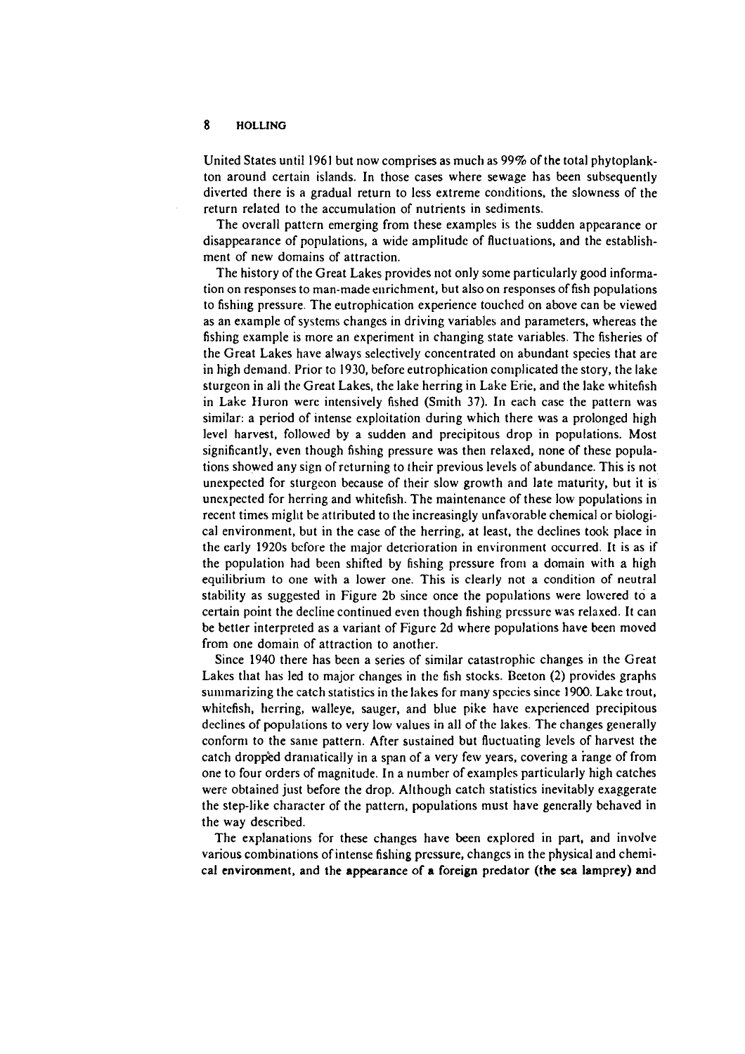United States until 1961 but now comprises as much as 99% of the total phytoplankton around certain islands. In those cases where sewage has been subsequently diverted there is a gradual return to less extreme conditions, the slowness of the return related to the accumulation of nutrients in sediments.

The overall pattern emerging from these examples is the sudden appearance or disappearance of populations, a wide amplitude of fluctuations, and the establishment of new domains of attraction.

The history of the Great Lakes provides not only some particularly good information on responses to man-made enrichment, but also on responses of fish populations to fishing pressure. The eutrophication experience touched on above can be viewed as an example of systems changes in driving variables and parameters, whereas the fishing example is more an experiment in changing state variables. The fisheries of the Great Lakes have always selectively concentrated on abundant species that are in high demand. Prior to 1930, before eutrophication complicated the story, the lake sturgeon in all the Great Lakes, the lake herring in Lake Erie, and the lake whitefish in Lake Huron were intensively fished (Smith 37). In each case the pattern was similar: a period of intense exploitation during which there was a prolonged high level harvest, followed by a sudden and precipitous drop in populations. Most significantly, even though fishing pressure was then relaxed, none of these populations showed any sign of returning to their previous levels of abundance. This is not unexpected for sturgeon because of their slow growth and late maturity, but it is unexpected for herring and whitefish. The maintenance of these low populations in recent times might be attributed to the increasingly unfavorable chemical or biological environment, but in the case of the herring, at least, the declines took place in the early 1920s before the major deterioration in environment occurred. It is as if the population had been shifted by fishing pressure from a domain with a high equilibrium to one with a lower one. This is clearly not a condition of neutral stability as suggested in Figure 2b since once the populations were lowered to a certain point the decline continued even though fishing pressure was relaxed. It can be better interpreted as a variant of Figure 2d where populations have been moved from one domain of attraction to another.

Since 1940 there has been a series of similar catastrophic changes in the Great Lakes that has led to major changes in the fish stocks. Beeton (2) provides graphs summarizing the catch statistics in the lakes for many species since 1900. Lake trout, whitefish, herring, walleye, sauger, and blue pike have experienced precipitous declines of populations to very low values in all of the lakes. The changes generally conform to the same pattern. After sustained but fluctuating levels of harvest the catch dropped dramatically in a span of a very few years, covering a range of from one to four orders of magnitude. In a number of examples particularly high catches were obtained just before the drop. Although catch statistics inevitably exaggerate the step-like character of the pattern, populations must have generally behaved in the way described.

The explanations for these changes have been explored in part, and involve various combinations of intense fishing pressure, changes in the physical and chemical environment, and the appearance of a foreign predator (the sea lamprey) and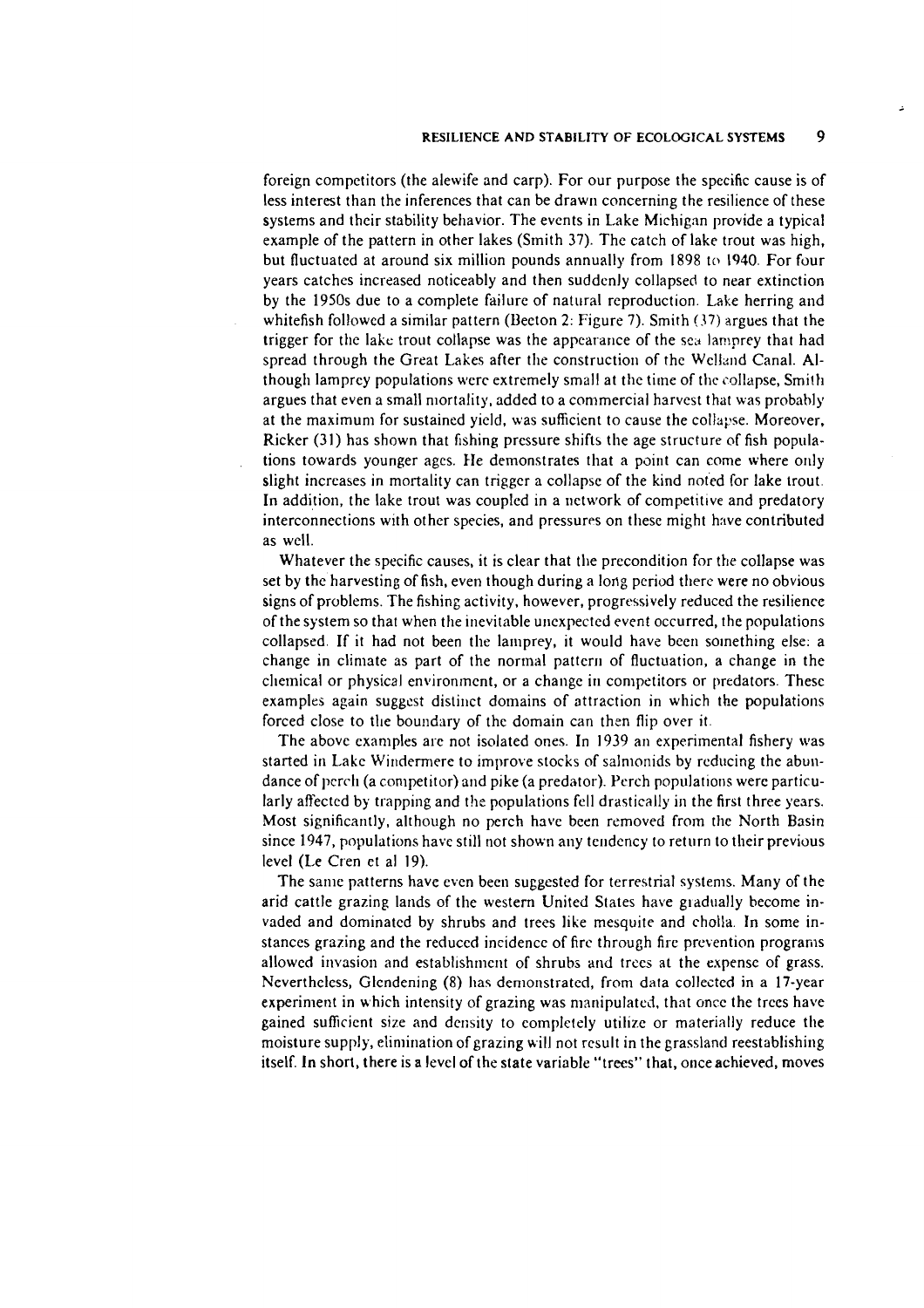foreign competitors (the alewife and carp). For our purpose the specific cause is of less interest than the inferences that can be drawn concerning the resilience of these systems and their stability behavior. The events in Lake Michigan provide a typical example of the pattern in other lakes (Smith 37). The catch of lake trout was high, but fluctuated at around six million pounds annually from 1898 to 1940. For four years catches increased noticeably and then suddenly collapsed to near extinction by the 1950s due to a complete failure of natural reproduction. Lake herring and whitefish followed a similar pattern (Beeton 2: Figure 7). Smith (37) argues that the trigger for the lake trout collapse was the appearance of the sea lamprey that had spread through the Great Lakes after the construction of the Welland Canal. Although lamprey populations were extremely small at the time of the collapse, Smith argues that even a small mortality, added to a commercial harvest that was probably at the maximum for sustained yield, was sufficient to cause the collapse. Moreover, Ricker (31) has shown that fishing pressure shifts the age structure of fish populations towards younger ages. He demonstrates that a point can come where only slight increases in mortality can trigger a collapse of the kind noted for lake trout. In addition, the lake trout was coupled in a network of competitive and predatory interconnections with other species, and pressures on these might have contributed as well.

Whatever the specific causes, it is clear that the precondition for the collapse was set by the harvesting of fish, even though during a long period there were no obvious signs of problems. The fishing activity, however, progressively reduced the resilience of the system so that when the inevitable unexpected event occurred, the populations collapsed. If it had not been the lamprey, it would have been something else: a change in climate as part of the normal pattern of fluctuation, a change in the chemical or physical environment, or a change in competitors or predators. These examples again suggest distinct domains of attraction in which the populations forced close to the boundary of the domain can then flip over it.

The above examples are not isolated ones. In 1939 an experimental fishery was started in Lake Windermere to improve stocks of salmonids by reducing the abundance of perch (a competitor) and pike (a predator). Perch populations were particularly affected by trapping and the populations fell drastically in the first three years. Most significantly, although no perch have been removed from the North Basin since 1947, populations have still not shown any tendency to return to their previous level (Le Cren et al 19).

The same patterns have even been suggested for terrestrial systems. Many of the arid cattle grazing lands of the western United States have gradually become invaded and dominated by shrubs and trees like mesquite and cholla. In some instances grazing and the reduced incidence of fire through fire prevention programs allowed invasion and establishment of shrubs and trees at the expense of grass. Nevertheless, Glendening (8) has demonstrated, from data collected in a 17-year experiment in which intensity of grazing was manipulated, that once the trees have gained sufficient size and density to completely utilize or materially reduce the moisture supply, elimination of grazing will not result in the grassland reestablishing itself. In short, there is a level of the state variable "trees" that, once achieved, moves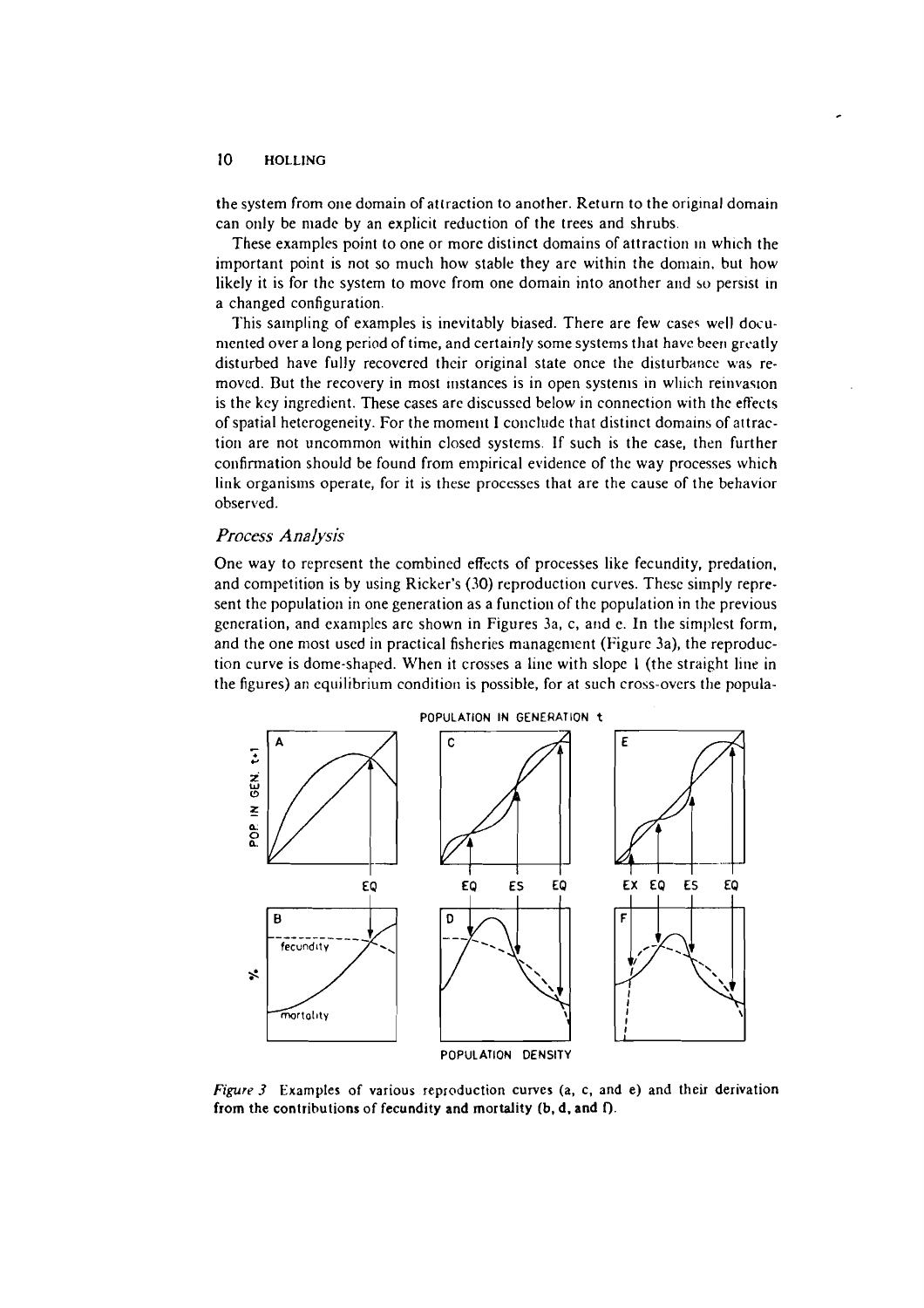the system from one domain of attraction to another. Return to the original domain can only be made by an explicit reduction of the trees and shrubs.

These examples point to one or more distinct domains of attraction in which the important point is not so much how stable they are within the domain, but how likely it is for the system to move from one domain into another and so persist in a changed configuration.

This sampling of examples is inevitably biased. There are few cases well documented over a long period of time, and certainly some systems that have been greatly disturbed have fully recovered their original state once the disturbance was removed. But the recovery in most instances is in open systems in which reinvasion is the key ingredient. These cases are discussed below in connection with the effects of spatial heterogeneity. For the moment I conclude that distinct domains of attraction are not uncommon within closed systems. If such is the case, then further confirmation should be found from empirical evidence of the way processes which link organisms operate, for it is these processes that are the cause of the behavior observed.

### *Process Analysis*

One way to represent the combined effects of processes like fecundity, predation, and competition is by using Ricker's (30) reproduction curves. These simply represent the population in one generation as a function of the population in the previous generation, and examples are shown in Figures 3a, c, and e. In the simplest form, and the one most used in practical fisheries management (Figure 3a), the reproduction curve is dome-shaped. When it crosses a line with slope 1 (the straight line in the figures) an equilibrium condition is possible, for at such cross-overs the popula-

POPULATION IN GENERATION t

POP. IN GEN. t+1

A

C

E

EQ

EQ ES EQ

EX EQ ES EQ

B

D

F

fecundity

mortality

%

POPULATION DENSITY

*Figure 3* Examples of various reproduction curves (a, c, and e) and their derivation from the contributions of fecundity and mortality (b, d, and f).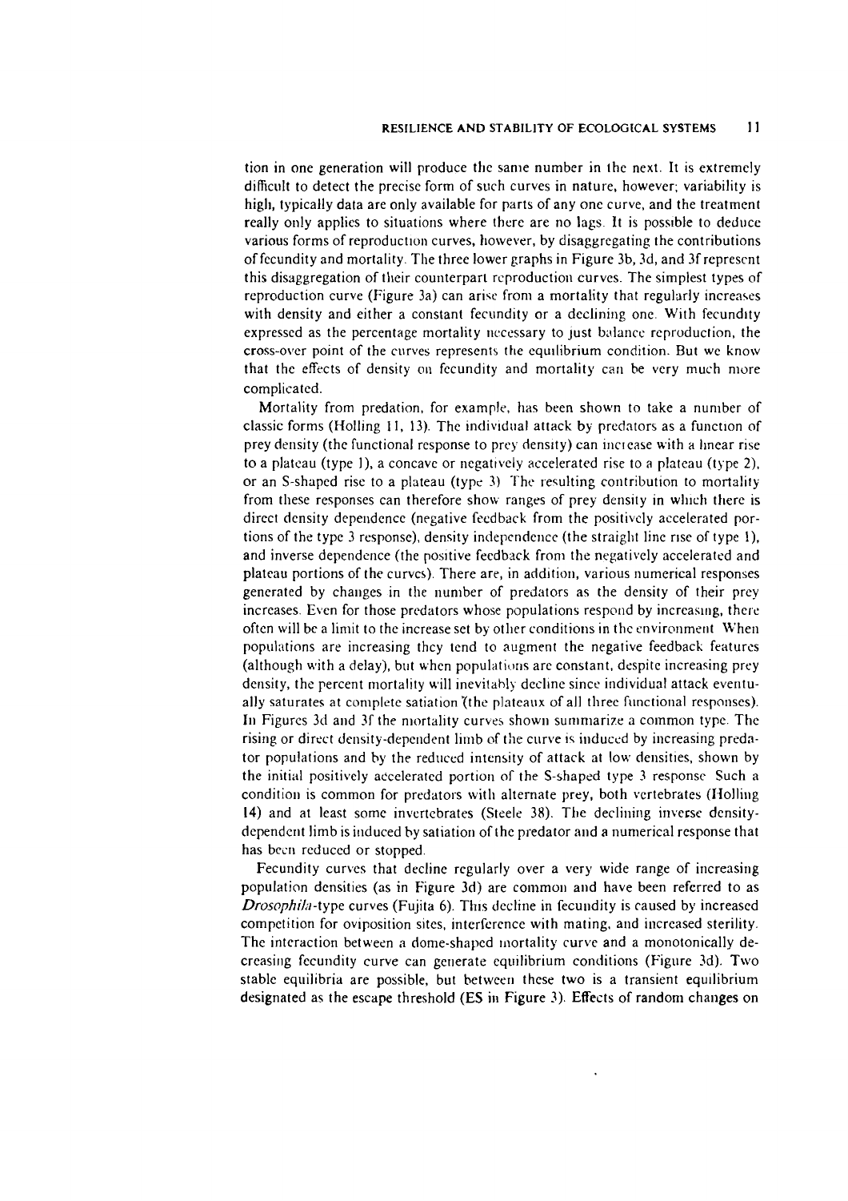tion in one generation will produce the same number in the next. It is extremely difficult to detect the precise form of such curves in nature, however; variability is high, typically data are only available for parts of any one curve, and the treatment really only applies to situations where there are no lags. It is possible to deduce various forms of reproduction curves, however, by disaggregating the contributions of fecundity and mortality. The three lower graphs in Figure 3b, 3d, and 3f represent this disaggregation of their counterpart reproduction curves. The simplest types of reproduction curve (Figure 3a) can arise from a mortality that regularly increases with density and either a constant fecundity or a declining one. With fecundity expressed as the percentage mortality necessary to just balance reproduction, the cross-over point of the curves represents the equilibrium condition. But we know that the effects of density on fecundity and mortality can be very much more complicated.

Mortality from predation, for example, has been shown to take a number of classic forms (Holling 11, 13). The individual attack by predators as a function of prey density (the functional response to prey density) can increase with a linear rise to a plateau (type 1), a concave or negatively accelerated rise to a plateau (type 2), or an S-shaped rise to a plateau (type 3). The resulting contribution to mortality from these responses can therefore show ranges of prey density in which there is direct density dependence (negative feedback from the positively accelerated portions of the type 3 response), density independence (the straight line rise of type 1), and inverse dependence (the positive feedback from the negatively accelerated and plateau portions of the curves). There are, in addition, various numerical responses generated by changes in the number of predators as the density of their prey increases. Even for those predators whose populations respond by increasing, there often will be a limit to the increase set by other conditions in the environment. When populations are increasing they tend to augment the negative feedback features (although with a delay), but when populations are constant, despite increasing prey density, the percent mortality will inevitably decline since individual attack eventually saturates at complete satiation (the plateaux of all three functional responses). In Figures 3d and 3f the mortality curves shown summarize a common type. The rising or direct density-dependent limb of the curve is induced by increasing predator populations and by the reduced intensity of attack at low densities, shown by the initial positively accelerated portion of the S-shaped type 3 response. Such a condition is common for predators with alternate prey, both vertebrates (Holling 14) and at least some invertebrates (Steele 38). The declining inverse density-dependent limb is induced by satiation of the predator and a numerical response that has been reduced or stopped.

Fecundity curves that decline regularly over a very wide range of increasing population densities (as in Figure 3d) are common and have been referred to as *Drosophila*-type curves (Fujita 6). This decline in fecundity is caused by increased competition for oviposition sites, interference with mating, and increased sterility. The interaction between a dome-shaped mortality curve and a monotonically decreasing fecundity curve can generate equilibrium conditions (Figure 3d). Two stable equilibria are possible, but between these two is a transient equilibrium designated as the escape threshold (ES in Figure 3). Effects of random changes on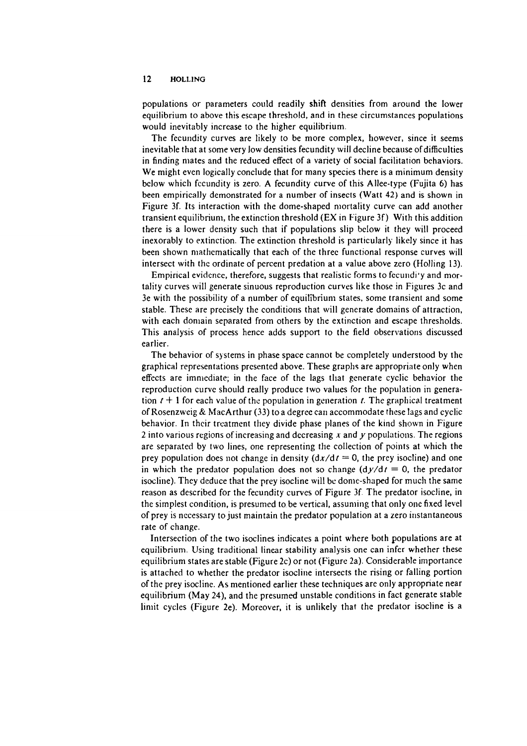populations or parameters could readily **shift** densities from around the lower equilibrium to above this escape threshold, and in these circumstances populations would inevitably increase to the higher equilibrium.

The fecundity curves are likely to be more complex, however, since it seems inevitable that at some very low densities fecundity will decline because of difficulties in finding mates and the reduced effect of a variety of social facilitation behaviors. We might even logically conclude that for many species there is a minimum density below which fecundity is zero. A fecundity curve of this Allee-type (Fujita 6) has been empirically demonstrated for a number of insects (Watt 42) and is shown in Figure 3f. Its interaction with the dome-shaped mortality curve can add another transient equilibrium, the extinction threshold (EX in Figure 3f) With this addition there is a lower density such that if populations slip below it they will proceed inexorably to extinction. The extinction threshold is particularly likely since it has been shown mathematically that each of the three functional response curves will intersect with the ordinate of percent predation at a value above zero (Holling 13).

Empirical evidence, therefore, suggests that realistic forms to fecundity and mortality curves will generate sinuous reproduction curves like those in Figures 3c and 3e with the possibility of a number of equilibrium states, some transient and some stable. These are precisely the conditions that will generate domains of attraction, with each domain separated from others by the extinction and escape thresholds. This analysis of process hence adds support to the field observations discussed earlier.

The behavior of systems in phase space cannot be completely understood by the graphical representations presented above. These graphs are appropriate only when effects are immediate; in the face of the lags that generate cyclic behavior the reproduction curve should really produce two values for the population in generation $t + 1$ for each value of the population in generation $t$. The graphical treatment of Rosenzweig & MacArthur (33) to a degree can accommodate these lags and cyclic behavior. In their treatment they divide phase planes of the kind shown in Figure 2 into various regions of increasing and decreasing $x$ and $y$ populations. The regions are separated by two lines, one representing the collection of points at which the prey population does not change in density ($dx/dt = 0$, the prey isocline) and one in which the predator population does not so change ($dy/dt = 0$, the predator isocline). They deduce that the prey isocline will be dome-shaped for much the same reason as described for the fecundity curves of Figure 3f. The predator isocline, in the simplest condition, is presumed to be vertical, assuming that only one fixed level of prey is necessary to just maintain the predator population at a zero instantaneous rate of change.

Intersection of the two isoclines indicates a point where both populations are at equilibrium. Using traditional linear stability analysis one can infer whether these equilibrium states are stable (Figure 2c) or not (Figure 2a). Considerable importance is attached to whether the predator isocline intersects the rising or falling portion of the prey isocline. As mentioned earlier these techniques are only appropriate near equilibrium (May 24), and the presumed unstable conditions in fact generate stable limit cycles (Figure 2e). Moreover, it is unlikely that the predator isocline is a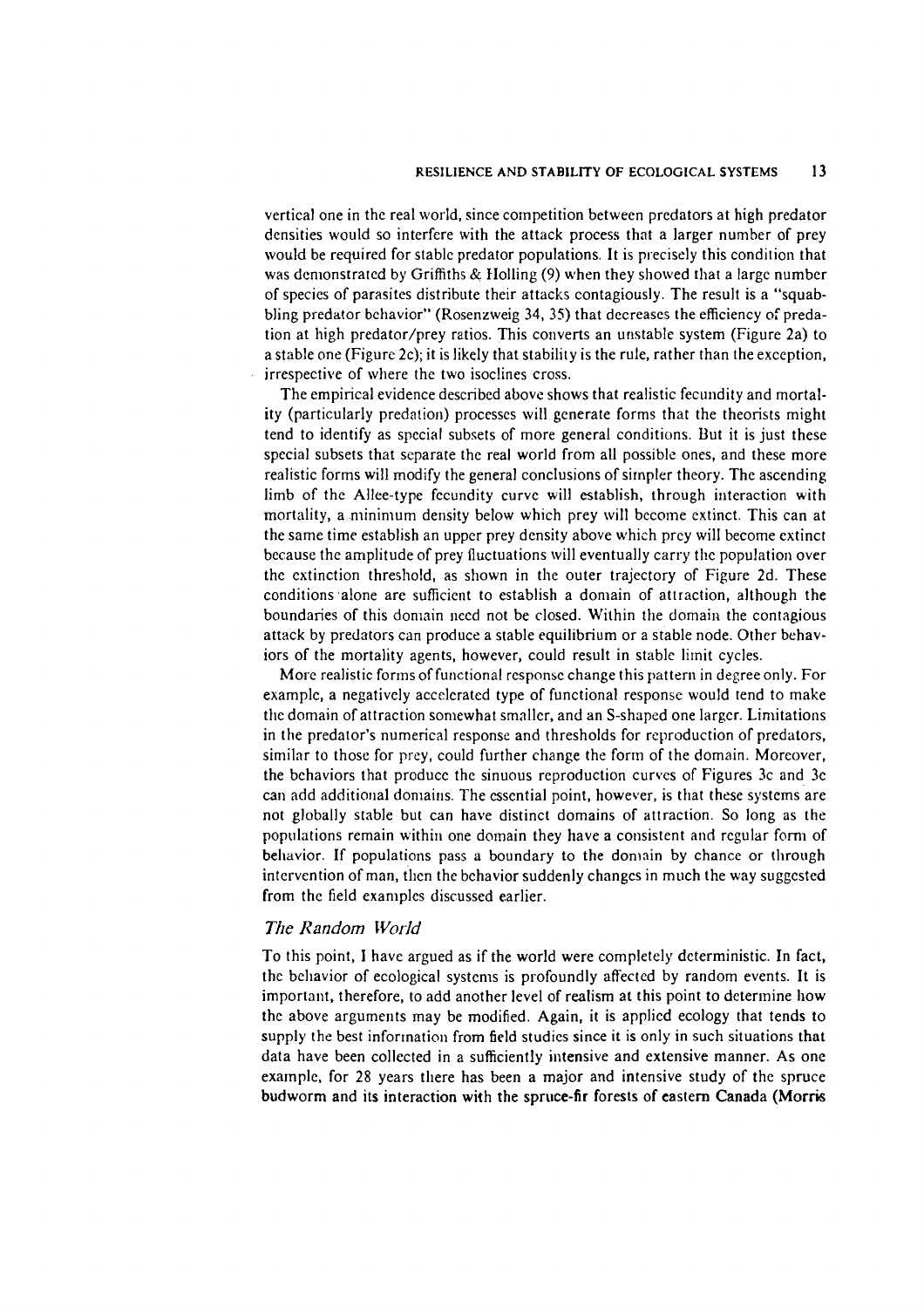vertical one in the real world, since competition between predators at high predator densities would so interfere with the attack process that a larger number of prey would be required for stable predator populations. It is precisely this condition that was demonstrated by Griffiths & Holling (9) when they showed that a large number of species of parasites distribute their attacks contagiously. The result is a "squabbling predator behavior" (Rosenzweig 34, 35) that decreases the efficiency of predation at high predator/prey ratios. This converts an unstable system (Figure 2a) to a stable one (Figure 2c); it is likely that stability is the rule, rather than the exception, irrespective of where the two isoclines cross.

The empirical evidence described above shows that realistic fecundity and mortality (particularly predation) processes will generate forms that the theorists might tend to identify as special subsets of more general conditions. But it is just these special subsets that separate the real world from all possible ones, and these more realistic forms will modify the general conclusions of simpler theory. The ascending limb of the Allee-type fecundity curve will establish, through interaction with mortality, a minimum density below which prey will become extinct. This can at the same time establish an upper prey density above which prey will become extinct because the amplitude of prey fluctuations will eventually carry the population over the extinction threshold, as shown in the outer trajectory of Figure 2d. These conditions alone are sufficient to establish a domain of attraction, although the boundaries of this domain need not be closed. Within the domain the contagious attack by predators can produce a stable equilibrium or a stable node. Other behaviors of the mortality agents, however, could result in stable limit cycles.

More realistic forms of functional response change this pattern in degree only. For example, a negatively accelerated type of functional response would tend to make the domain of attraction somewhat smaller, and an S-shaped one larger. Limitations in the predator's numerical response and thresholds for reproduction of predators, similar to those for prey, could further change the form of the domain. Moreover, the behaviors that produce the sinuous reproduction curves of Figures 3c and 3e can add additional domains. The essential point, however, is that these systems are not globally stable but can have distinct domains of attraction. So long as the populations remain within one domain they have a consistent and regular form of behavior. If populations pass a boundary to the domain by chance or through intervention of man, then the behavior suddenly changes in much the way suggested from the field examples discussed earlier.

### *The Random World*

To this point, I have argued as if the world were completely deterministic. In fact, the behavior of ecological systems is profoundly affected by random events. It is important, therefore, to add another level of realism at this point to determine how the above arguments may be modified. Again, it is applied ecology that tends to supply the best information from field studies since it is only in such situations that data have been collected in a sufficiently intensive and extensive manner. As one example, for 28 years there has been a major and intensive study of the spruce budworm and its interaction with the spruce-fir forests of eastern Canada (Morris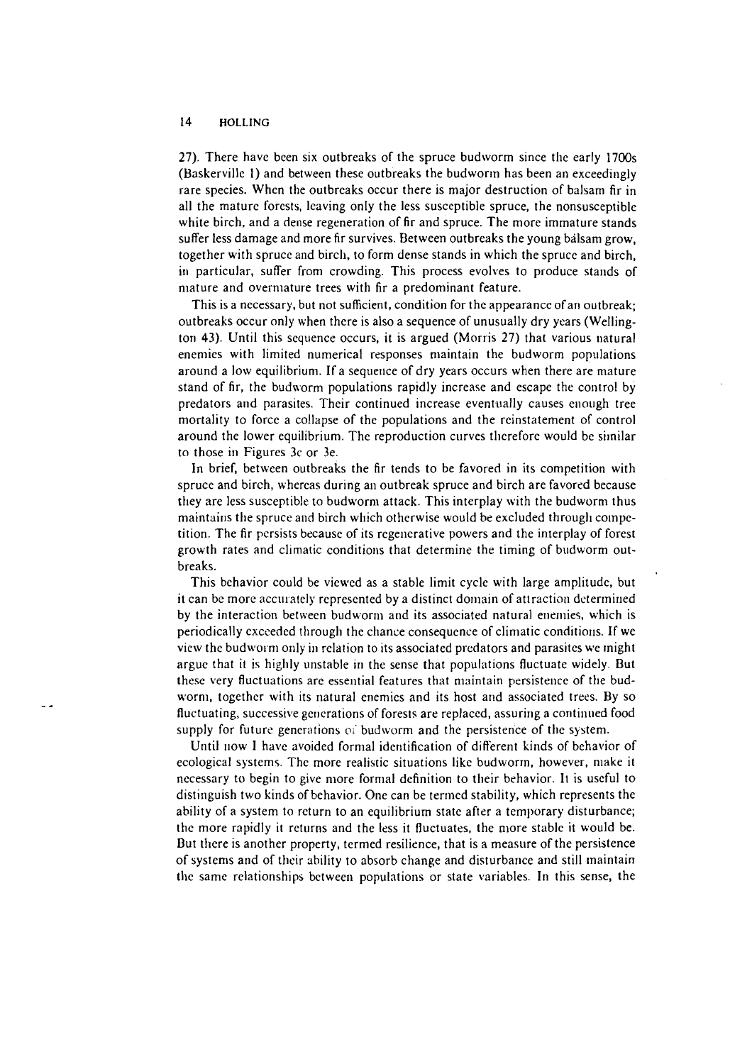27). There have been six outbreaks of the spruce budworm since the early 1700s (Baskerville 1) and between these outbreaks the budworm has been an exceedingly rare species. When the outbreaks occur there is major destruction of balsam fir in all the mature forests, leaving only the less susceptible spruce, the nonsusceptible white birch, and a dense regeneration of fir and spruce. The more immature stands suffer less damage and more fir survives. Between outbreaks the young balsam grow, together with spruce and birch, to form dense stands in which the spruce and birch, in particular, suffer from crowding. This process evolves to produce stands of mature and overmature trees with fir a predominant feature.

This is a necessary, but not sufficient, condition for the appearance of an outbreak; outbreaks occur only when there is also a sequence of unusually dry years (Wellington 43). Until this sequence occurs, it is argued (Morris 27) that various natural enemies with limited numerical responses maintain the budworm populations around a low equilibrium. If a sequence of dry years occurs when there are mature stand of fir, the budworm populations rapidly increase and escape the control by predators and parasites. Their continued increase eventually causes enough tree mortality to force a collapse of the populations and the reinstatement of control around the lower equilibrium. The reproduction curves therefore would be similar to those in Figures 3c or 3e.

In brief, between outbreaks the fir tends to be favored in its competition with spruce and birch, whereas during an outbreak spruce and birch are favored because they are less susceptible to budworm attack. This interplay with the budworm thus maintains the spruce and birch which otherwise would be excluded through competition. The fir persists because of its regenerative powers and the interplay of forest growth rates and climatic conditions that determine the timing of budworm outbreaks.

This behavior could be viewed as a stable limit cycle with large amplitude, but it can be more accurately represented by a distinct domain of attraction determined by the interaction between budworm and its associated natural enemies, which is periodically exceeded through the chance consequence of climatic conditions. If we view the budworm only in relation to its associated predators and parasites we might argue that it is highly unstable in the sense that populations fluctuate widely. But these very fluctuations are essential features that maintain persistence of the budworm, together with its natural enemies and its host and associated trees. By so fluctuating, successive generations of forests are replaced, assuring a continued food supply for future generations of budworm and the persistence of the system.

Until now I have avoided formal identification of different kinds of behavior of ecological systems. The more realistic situations like budworm, however, make it necessary to begin to give more formal definition to their behavior. It is useful to distinguish two kinds of behavior. One can be termed stability, which represents the ability of a system to return to an equilibrium state after a temporary disturbance; the more rapidly it returns and the less it fluctuates, the more stable it would be. But there is another property, termed resilience, that is a measure of the persistence of systems and of their ability to absorb change and disturbance and still maintain the same relationships between populations or state variables. In this sense, the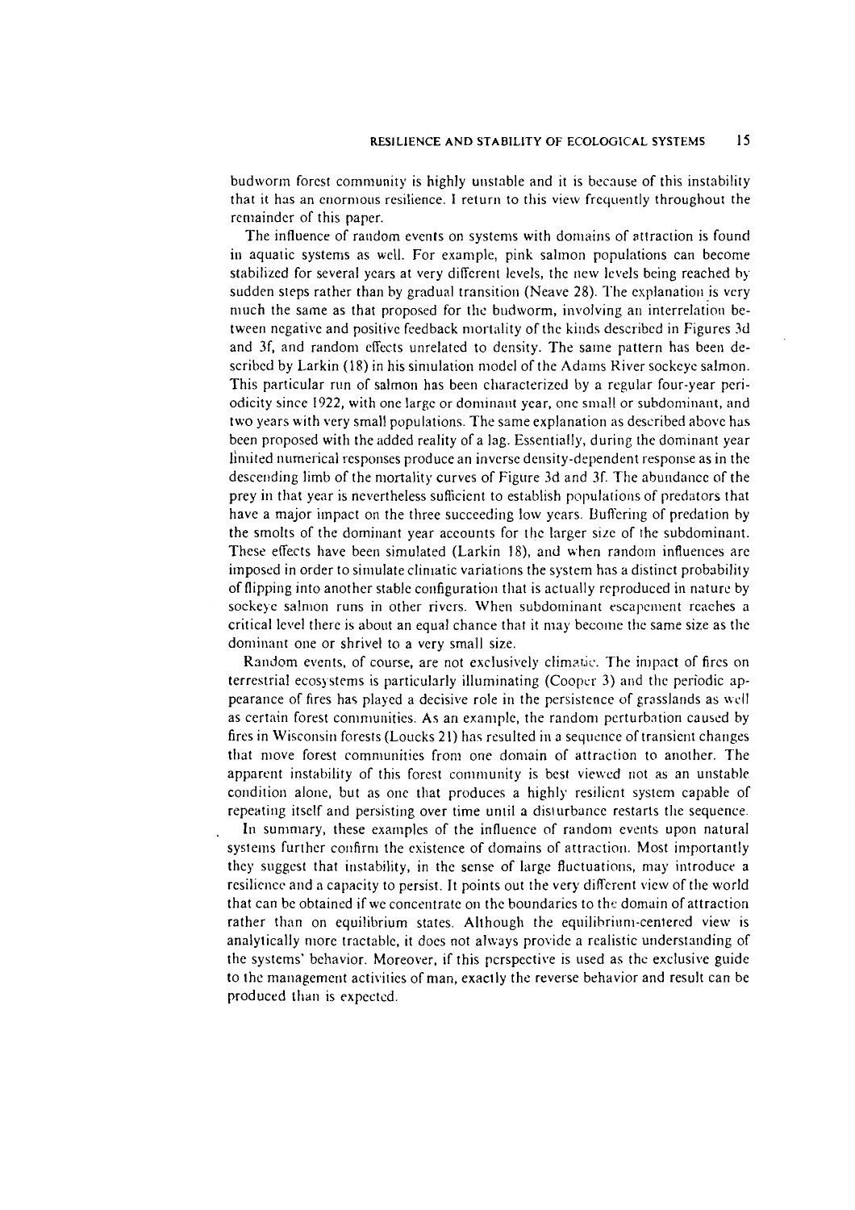budworm forest community is highly unstable and it is because of this instability that it has an enormous resilience. I return to this view frequently throughout the remainder of this paper.

The influence of random events on systems with domains of attraction is found in aquatic systems as well. For example, pink salmon populations can become stabilized for several years at very different levels, the new levels being reached by sudden steps rather than by gradual transition (Neave 28). The explanation is very much the same as that proposed for the budworm, involving an interrelation between negative and positive feedback mortality of the kinds described in Figures 3d and 3f, and random effects unrelated to density. The same pattern has been described by Larkin (18) in his simulation model of the Adams River sockeye salmon. This particular run of salmon has been characterized by a regular four-year periodicity since 1922, with one large or dominant year, one small or subdominant, and two years with very small populations. The same explanation as described above has been proposed with the added reality of a lag. Essentially, during the dominant year limited numerical responses produce an inverse density-dependent response as in the descending limb of the mortality curves of Figure 3d and 3f. The abundance of the prey in that year is nevertheless sufficient to establish populations of predators that have a major impact on the three succeeding low years. Buffering of predation by the smolts of the dominant year accounts for the larger size of the subdominant. These effects have been simulated (Larkin 18), and when random influences are imposed in order to simulate climatic variations the system has a distinct probability of flipping into another stable configuration that is actually reproduced in nature by sockeye salmon runs in other rivers. When subdominant escapement reaches a critical level there is about an equal chance that it may become the same size as the dominant one or shrivel to a very small size.

Random events, of course, are not exclusively climatic. The impact of fires on terrestrial ecosystems is particularly illuminating (Cooper 3) and the periodic appearance of fires has played a decisive role in the persistence of grasslands as well as certain forest communities. As an example, the random perturbation caused by fires in Wisconsin forests (Loucks 21) has resulted in a sequence of transient changes that move forest communities from one domain of attraction to another. The apparent instability of this forest community is best viewed not as an unstable condition alone, but as one that produces a highly resilient system capable of repeating itself and persisting over time until a disturbance restarts the sequence.

In summary, these examples of the influence of random events upon natural systems further confirm the existence of domains of attraction. Most importantly they suggest that instability, in the sense of large fluctuations, may introduce a resilience and a capacity to persist. It points out the very different view of the world that can be obtained if we concentrate on the boundaries to the domain of attraction rather than on equilibrium states. Although the equilibrium-centered view is analytically more tractable, it does not always provide a realistic understanding of the systems' behavior. Moreover, if this perspective is used as the exclusive guide to the management activities of man, exactly the reverse behavior and result can be produced than is expected.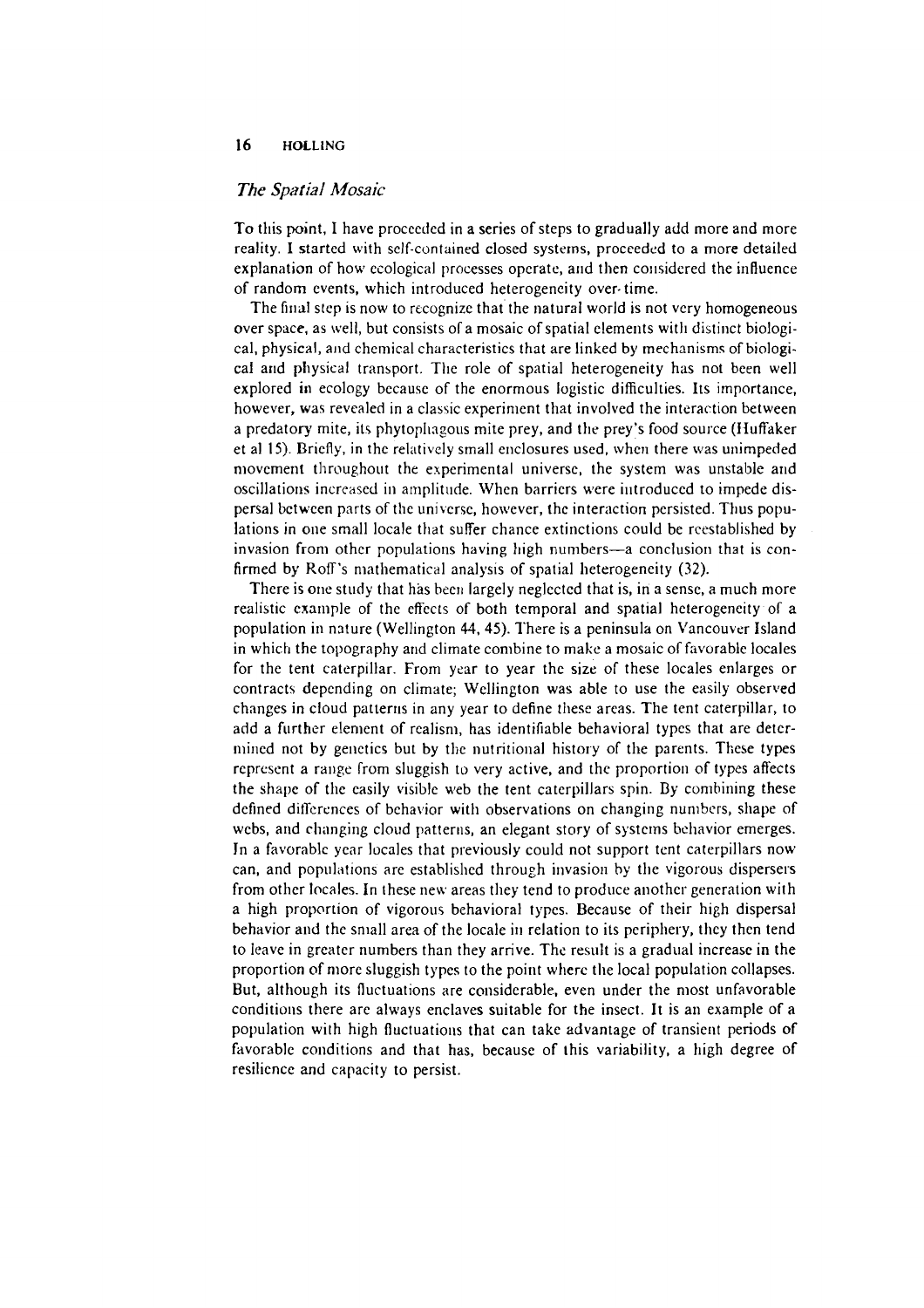### *The Spatial Mosaic*

To this point, I have proceeded in a series of steps to gradually add more and more reality. I started with self-contained closed systems, proceeded to a more detailed explanation of how ecological processes operate, and then considered the influence of random events, which introduced heterogeneity over time.

The final step is now to recognize that the natural world is not very homogeneous over space, as well, but consists of a mosaic of spatial elements with distinct biological, physical, and chemical characteristics that are linked by mechanisms of biological and physical transport. The role of spatial heterogeneity has not been well explored in ecology because of the enormous logistic difficulties. Its importance, however, was revealed in a classic experiment that involved the interaction between a predatory mite, its phytophagous mite prey, and the prey's food source (Huffaker et al 15). Briefly, in the relatively small enclosures used, when there was unimpeded movement throughout the experimental universe, the system was unstable and oscillations increased in amplitude. When barriers were introduced to impede dispersal between parts of the universe, however, the interaction persisted. Thus populations in one small locale that suffer chance extinctions could be reestablished by invasion from other populations having high numbers—a conclusion that is confirmed by Roff's mathematical analysis of spatial heterogeneity (32).

There is one study that has been largely neglected that is, in a sense, a much more realistic example of the effects of both temporal and spatial heterogeneity of a population in nature (Wellington 44, 45). There is a peninsula on Vancouver Island in which the topography and climate combine to make a mosaic of favorable locales for the tent caterpillar. From year to year the size of these locales enlarges or contracts depending on climate; Wellington was able to use the easily observed changes in cloud patterns in any year to define these areas. The tent caterpillar, to add a further element of realism, has identifiable behavioral types that are determined not by genetics but by the nutritional history of the parents. These types represent a range from sluggish to very active, and the proportion of types affects the shape of the easily visible web the tent caterpillars spin. By combining these defined differences of behavior with observations on changing numbers, shape of webs, and changing cloud patterns, an elegant story of systems behavior emerges. In a favorable year locales that previously could not support tent caterpillars now can, and populations are established through invasion by the vigorous dispersers from other locales. In these new areas they tend to produce another generation with a high proportion of vigorous behavioral types. Because of their high dispersal behavior and the small area of the locale in relation to its periphery, they then tend to leave in greater numbers than they arrive. The result is a gradual increase in the proportion of more sluggish types to the point where the local population collapses. But, although its fluctuations are considerable, even under the most unfavorable conditions there are always enclaves suitable for the insect. It is an example of a population with high fluctuations that can take advantage of transient periods of favorable conditions and that has, because of this variability, a high degree of resilience and capacity to persist.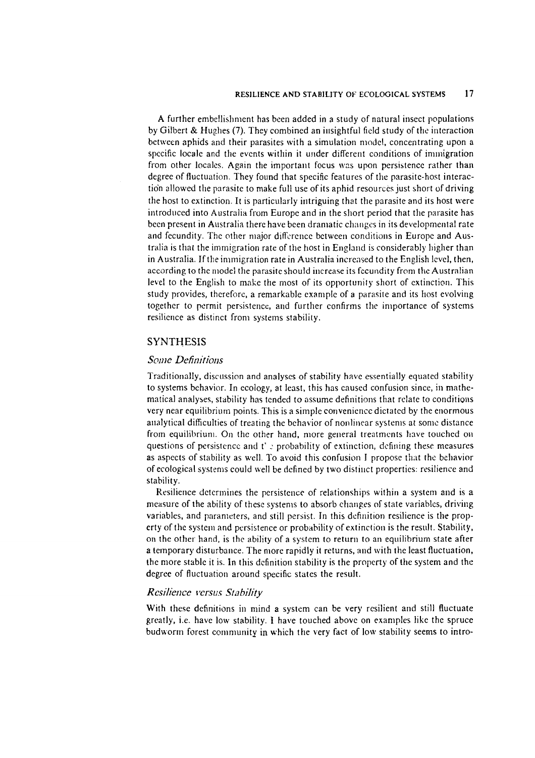A further embellishment has been added in a study of natural insect populations by Gilbert & Hughes (7). They combined an insightful field study of the interaction between aphids and their parasites with a simulation model, concentrating upon a specific locale and the events within it under different conditions of immigration from other locales. Again the important focus was upon persistence rather than degree of fluctuation. They found that specific features of the parasite-host interaction allowed the parasite to make full use of its aphid resources just short of driving the host to extinction. It is particularly intriguing that the parasite and its host were introduced into Australia from Europe and in the short period that the parasite has been present in Australia there have been dramatic changes in its developmental rate and fecundity. The other major difference between conditions in Europe and Australia is that the immigration rate of the host in England is considerably higher than in Australia. If the immigration rate in Australia increased to the English level, then, according to the model the parasite should increase its fecundity from the Australian level to the English to make the most of its opportunity short of extinction. This study provides, therefore, a remarkable example of a parasite and its host evolving together to permit persistence, and further confirms the importance of systems resilience as distinct from systems stability.

## SYNTHESIS

### *Some Definitions*

Traditionally, discussion and analyses of stability have essentially equated stability to systems behavior. In ecology, at least, this has caused confusion since, in mathematical analyses, stability has tended to assume definitions that relate to conditions very near equilibrium points. This is a simple convenience dictated by the enormous analytical difficulties of treating the behavior of nonlinear systems at some distance from equilibrium. On the other hand, more general treatments have touched on questions of persistence and the probability of extinction, defining these measures as aspects of stability as well. To avoid this confusion I propose that the behavior of ecological systems could well be defined by two distinct properties: resilience and stability.

Resilience determines the persistence of relationships within a system and is a measure of the ability of these systems to absorb changes of state variables, driving variables, and parameters, and still persist. In this definition resilience is the property of the system and persistence or probability of extinction is the result. Stability, on the other hand, is the ability of a system to return to an equilibrium state after a temporary disturbance. The more rapidly it returns, and with the least fluctuation, the more stable it is. In this definition stability is the property of the system and the degree of fluctuation around specific states the result.

### *Resilience versus Stability*

With these definitions in mind a system can be very resilient and still fluctuate greatly, i.e. have low stability. I have touched above on examples like the spruce budworm forest community in which the very fact of low stability seems to intro-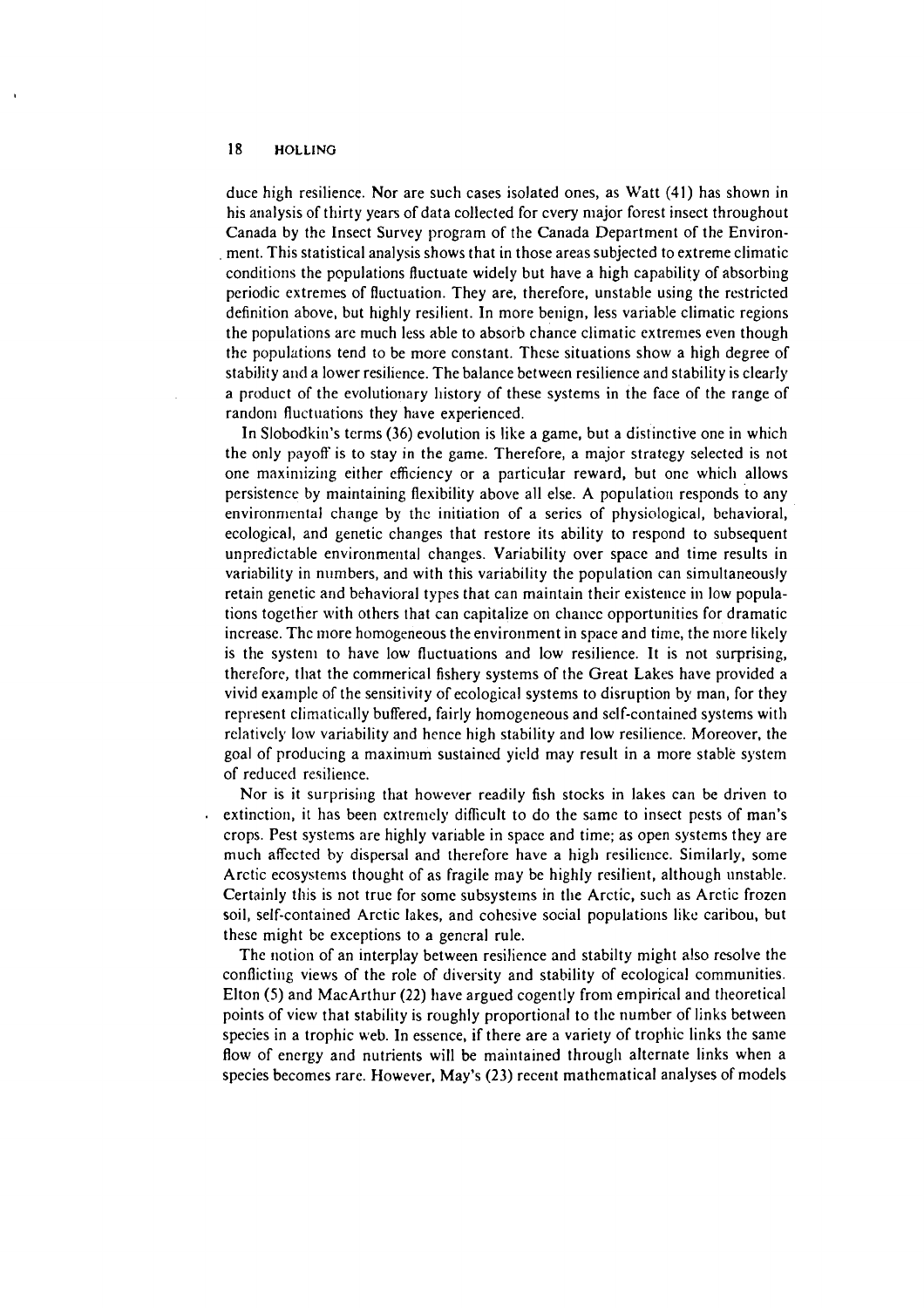duce high resilience. Nor are such cases isolated ones, as Watt (41) has shown in his analysis of thirty years of data collected for every major forest insect throughout Canada by the Insect Survey program of the Canada Department of the Environment. This statistical analysis shows that in those areas subjected to extreme climatic conditions the populations fluctuate widely but have a high capability of absorbing periodic extremes of fluctuation. They are, therefore, unstable using the restricted definition above, but highly resilient. In more benign, less variable climatic regions the populations are much less able to absorb chance climatic extremes even though the populations tend to be more constant. These situations show a high degree of stability and a lower resilience. The balance between resilience and stability is clearly a product of the evolutionary history of these systems in the face of the range of random fluctuations they have experienced.

In Slobodkin's terms (36) evolution is like a game, but a distinctive one in which the only payoff is to stay in the game. Therefore, a major strategy selected is not one maximizing either efficiency or a particular reward, but one which allows persistence by maintaining flexibility above all else. A population responds to any environmental change by the initiation of a series of physiological, behavioral, ecological, and genetic changes that restore its ability to respond to subsequent unpredictable environmental changes. Variability over space and time results in variability in numbers, and with this variability the population can simultaneously retain genetic and behavioral types that can maintain their existence in low populations together with others that can capitalize on chance opportunities for dramatic increase. The more homogeneous the environment in space and time, the more likely is the system to have low fluctuations and low resilience. It is not surprising, therefore, that the commerical fishery systems of the Great Lakes have provided a vivid example of the sensitivity of ecological systems to disruption by man, for they represent climatically buffered, fairly homogeneous and self-contained systems with relatively low variability and hence high stability and low resilience. Moreover, the goal of producing a maximum sustained yield may result in a more stable system of reduced resilience.

Nor is it surprising that however readily fish stocks in lakes can be driven to extinction, it has been extremely difficult to do the same to insect pests of man's crops. Pest systems are highly variable in space and time; as open systems they are much affected by dispersal and therefore have a high resilience. Similarly, some Arctic ecosystems thought of as fragile may be highly resilient, although unstable. Certainly this is not true for some subsystems in the Arctic, such as Arctic frozen soil, self-contained Arctic lakes, and cohesive social populations like caribou, but these might be exceptions to a general rule.

The notion of an interplay between resilience and stabilty might also resolve the conflicting views of the role of diversity and stability of ecological communities. Elton (5) and MacArthur (22) have argued cogently from empirical and theoretical points of view that stability is roughly proportional to the number of links between species in a trophic web. In essence, if there are a variety of trophic links the same flow of energy and nutrients will be maintained through alternate links when a species becomes rare. However, May's (23) recent mathematical analyses of models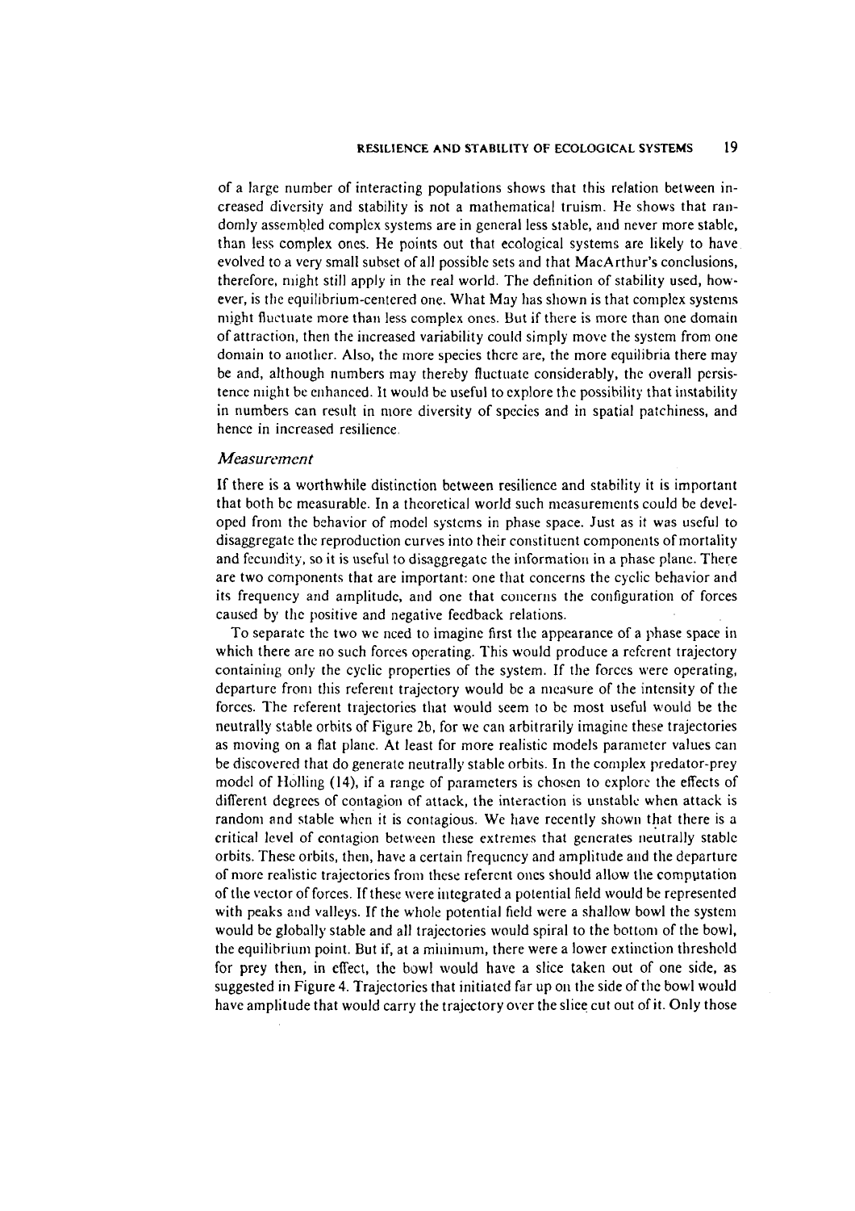of a large number of interacting populations shows that this relation between increased diversity and stability is not a mathematical truism. He shows that randomly assembled complex systems are in general less stable, and never more stable, than less complex ones. He points out that ecological systems are likely to have evolved to a very small subset of all possible sets and that MacArthur's conclusions, therefore, might still apply in the real world. The definition of stability used, however, is the equilibrium-centered one. What May has shown is that complex systems might fluctuate more than less complex ones. But if there is more than one domain of attraction, then the increased variability could simply move the system from one domain to another. Also, the more species there are, the more equilibria there may be and, although numbers may thereby fluctuate considerably, the overall persistence might be enhanced. It would be useful to explore the possibility that instability in numbers can result in more diversity of species and in spatial patchiness, and hence in increased resilience.

### *Measurement*

If there is a worthwhile distinction between resilience and stability it is important that both be measurable. In a theoretical world such measurements could be developed from the behavior of model systems in phase space. Just as it was useful to disaggregate the reproduction curves into their constituent components of mortality and fecundity, so it is useful to disaggregate the information in a phase plane. There are two components that are important: one that concerns the cyclic behavior and its frequency and amplitude, and one that concerns the configuration of forces caused by the positive and negative feedback relations.

To separate the two we need to imagine first the appearance of a phase space in which there are no such forces operating. This would produce a referent trajectory containing only the cyclic properties of the system. If the forces were operating, departure from this referent trajectory would be a measure of the intensity of the forces. The referent trajectories that would seem to be most useful would be the neutrally stable orbits of Figure 2b, for we can arbitrarily imagine these trajectories as moving on a flat plane. At least for more realistic models parameter values can be discovered that do generate neutrally stable orbits. In the complex predator-prey model of Holling (14), if a range of parameters is chosen to explore the effects of different degrees of contagion of attack, the interaction is unstable when attack is random and stable when it is contagious. We have recently shown that there is a critical level of contagion between these extremes that generates neutrally stable orbits. These orbits, then, have a certain frequency and amplitude and the departure of more realistic trajectories from these referent ones should allow the computation of the vector of forces. If these were integrated a potential field would be represented with peaks and valleys. If the whole potential field were a shallow bowl the system would be globally stable and all trajectories would spiral to the bottom of the bowl, the equilibrium point. But if, at a minimum, there were a lower extinction threshold for prey then, in effect, the bowl would have a slice taken out of one side, as suggested in Figure 4. Trajectories that initiated far up on the side of the bowl would have amplitude that would carry the trajectory over the slice cut out of it. Only those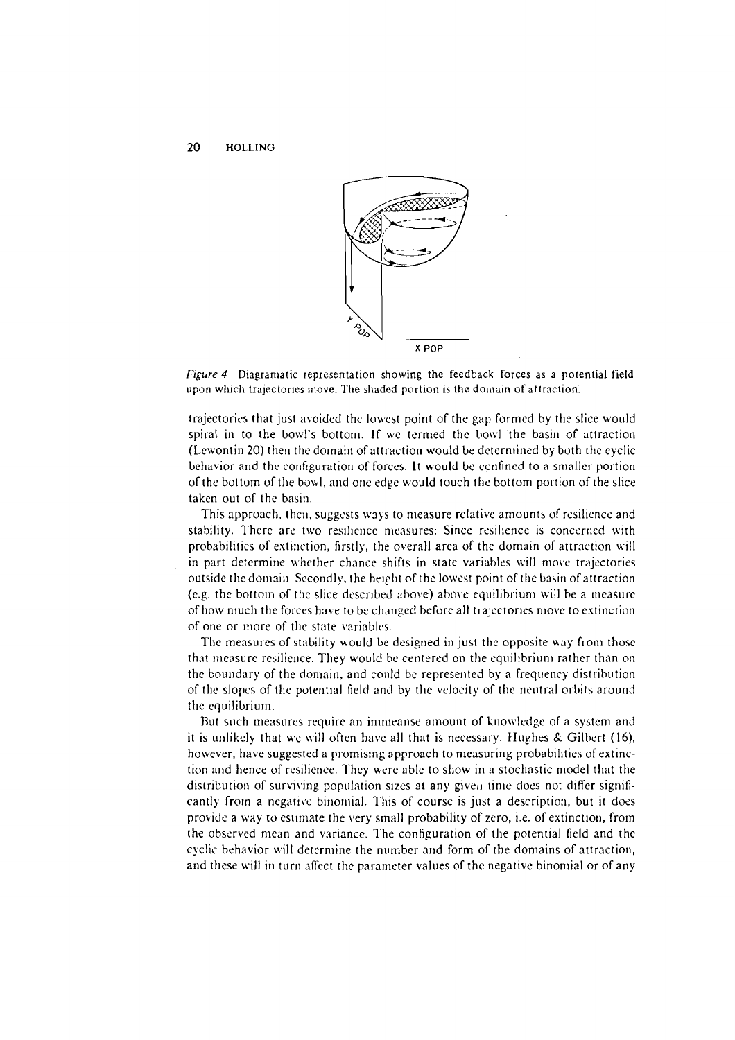Y POP

X POP

*Figure 4* Diagramatic representation showing the feedback forces as a potential field upon which trajectories move. The shaded portion is the domain of attraction.

trajectories that just avoided the lowest point of the gap formed by the slice would spiral in to the bowl's bottom. If we termed the bowl the basin of attraction (Lewontin 20) then the domain of attraction would be determined by both the cyclic behavior and the configuration of forces. It would be confined to a smaller portion of the bottom of the bowl, and one edge would touch the bottom portion of the slice taken out of the basin.

This approach, then, suggests ways to measure relative amounts of resilience and stability. There are two resilience measures: Since resilience is concerned with probabilities of extinction, firstly, the overall area of the domain of attraction will in part determine whether chance shifts in state variables will move trajectories outside the domain. Secondly, the height of the lowest point of the basin of attraction (e.g. the bottom of the slice described above) above equilibrium will be a measure of how much the forces have to be changed before all trajectories move to extinction of one or more of the state variables.

The measures of stability would be designed in just the opposite way from those that measure resilience. They would be centered on the equilibrium rather than on the boundary of the domain, and could be represented by a frequency distribution of the slopes of the potential field and by the velocity of the neutral orbits around the equilibrium.

But such measures require an immeanse amount of knowledge of a system and it is unlikely that we will often have all that is necessary. Hughes & Gilbert (16), however, have suggested a promising approach to measuring probabilities of extinction and hence of resilience. They were able to show in a stochastic model that the distribution of surviving population sizes at any given time does not differ significantly from a negative binomial. This of course is just a description, but it does provide a way to estimate the very small probability of zero, i.e. of extinction, from the observed mean and variance. The configuration of the potential field and the cyclic behavior will determine the number and form of the domains of attraction, and these will in turn affect the parameter values of the negative binomial or of any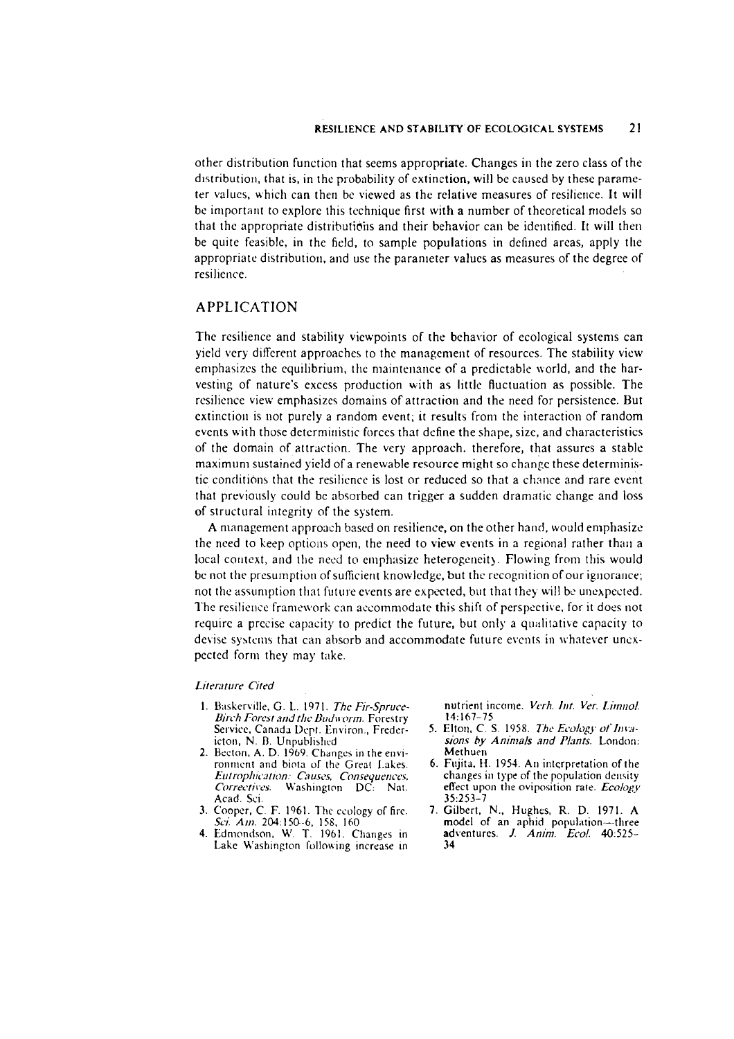other distribution function that seems appropriate. Changes in the zero class of the distribution, that is, in the probability of extinction, will be caused by these parameter values, which can then be viewed as the relative measures of resilience. It will be important to explore this technique first with a number of theoretical models so that the appropriate distributions and their behavior can be identified. It will then be quite feasible, in the field, to sample populations in defined areas, apply the appropriate distribution, and use the parameter values as measures of the degree of resilience.

## APPLICATION

The resilience and stability viewpoints of the behavior of ecological systems can yield very different approaches to the management of resources. The stability view emphasizes the equilibrium, the maintenance of a predictable world, and the harvesting of nature's excess production with as little fluctuation as possible. The resilience view emphasizes domains of attraction and the need for persistence. But extinction is not purely a random event; it results from the interaction of random events with those deterministic forces that define the shape, size, and characteristics of the domain of attraction. The very approach, therefore, that assures a stable maximum sustained yield of a renewable resource might so change these deterministic conditions that the resilience is lost or reduced so that a chance and rare event that previously could be absorbed can trigger a sudden dramatic change and loss of structural integrity of the system.

A management approach based on resilience, on the other hand, would emphasize the need to keep options open, the need to view events in a regional rather than a local context, and the need to emphasize heterogeneity. Flowing from this would be not the presumption of sufficient knowledge, but the recognition of our ignorance; not the assumption that future events are expected, but that they will be unexpected. The resilience framework can accommodate this shift of perspective, for it does not require a precise capacity to predict the future, but only a qualitative capacity to devise systems that can absorb and accommodate future events in whatever unexpected form they may take.

*Literature Cited*

1. Baskerville, G. L. 1971. *The Fir-Spruce-Birch Forest and the Budworm*. Forestry Service, Canada Dept. Environ., Fredericton, N. B. Unpublished
2. Beeton, A. D. 1969. Changes in the environment and biota of the Great Lakes. *Eutrophication: Causes, Consequences, Correctives*. Washington DC: Nat. Acad. Sci.
3. Cooper, C. F. 1961. The ecology of fire. *Sci. Am.* 204:150–6, 158, 160
4. Edmondson, W. T. 1961. Changes in Lake Washington following increase in nutrient income. *Verh. Int. Ver. Limnol.* 14:167–75
5. Elton, C. S. 1958. *The Ecology of Invasions by Animals and Plants*. London: Methuen
6. Fujita, H. 1954. An interpretation of the changes in type of the population density effect upon the oviposition rate. *Ecology* 35:253–7
7. Gilbert, N., Hughes, R. D. 1971. A model of an aphid population—three adventures. *J. Anim. Ecol.* 40:525–34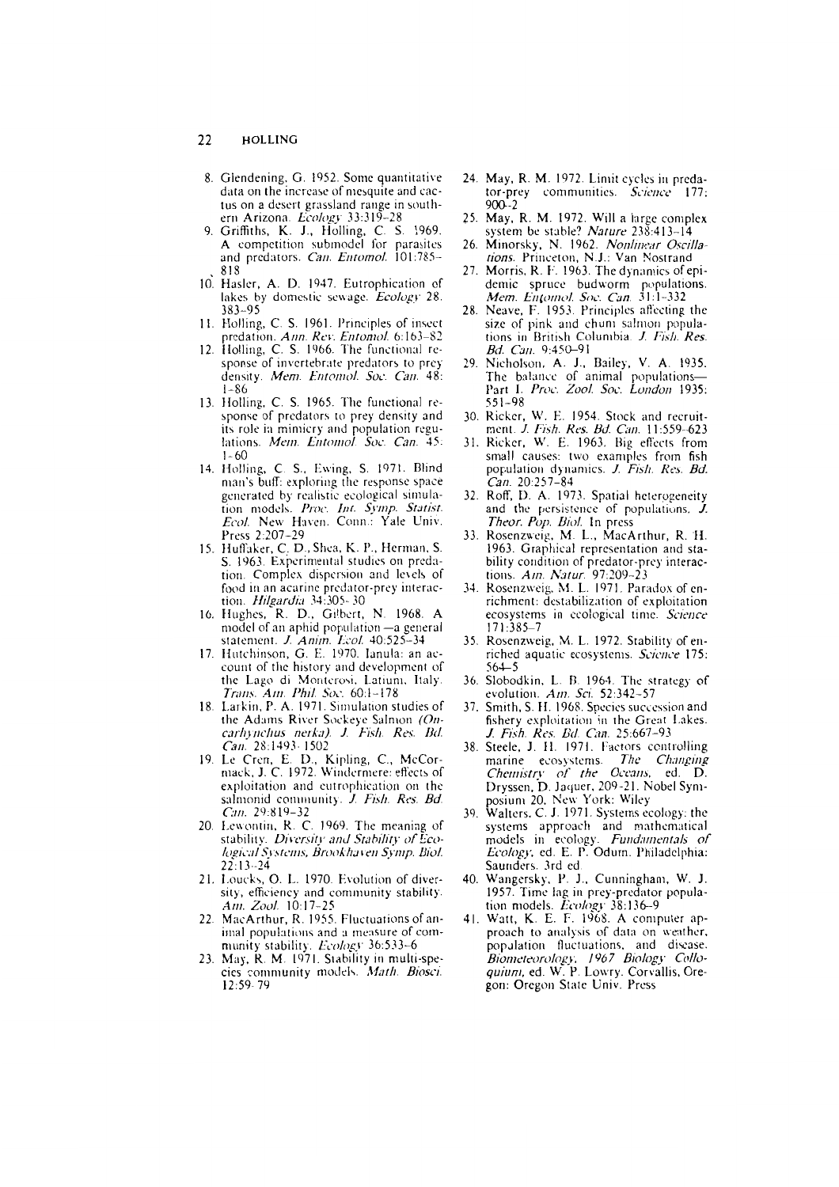8. Glendening, G. 1952. Some quantitative data on the increase of mesquite and cactus on a desert grassland range in southern Arizona. *Ecology* 33:319–28
9. Griffiths, K. J., Holling, C. S. 1969. A competition submodel for parasites and predators. *Can. Entomol.* 101:785–818
10. Hasler, A. D. 1947. Eutrophication of lakes by domestic sewage. *Ecology* 28. 383–95
11. Holling, C. S. 1961. Principles of insect predation. *Ann. Rev. Entomol.* 6:163–82
12. Holling, C. S. 1966. The functional response of invertebrate predators to prey density. *Mem. Entomol. Soc. Can.* 48: 1–86
13. Holling, C. S. 1965. The functional response of predators to prey density and its role in mimicry and population regulations. *Mem. Entomol. Soc. Can.* 45: 1–60
14. Holling, C. S., Ewing, S. 1971. Blind man's buff: exploring the response space generated by realistic ecological simulation models. *Proc. Int. Symp. Statist. Ecol.* New Haven, Conn.: Yale Univ. Press 2:207–29
15. Huffaker, C. D., Shea, K. P., Herman, S. S. 1963. Experimental studies on predation. Complex dispersion and levels of food in an acarine predator-prey interaction. *Hilgardia* 34:305–30
16. Hughes, R. D., Gilbert, N. 1968. A model of an aphid population—a general statement. *J. Anim. Ecol.* 40:525–34
17. Hutchinson, G. E. 1970. Ianula: an account of the history and development of the Lago di Monterosi, Latium, Italy. *Trans. Am. Phil. Soc.* 60:1–178
18. Larkin, P. A. 1971. Simulation studies of the Adams River Sockeye Salmon *(Oncarhynchus nerka)*. *J. Fish. Res. Bd. Can.* 28:1493–1502
19. Le Cren, E. D., Kipling, C., McCormack, J. C. 1972. Windermere: effects of exploitation and eutrophication on the salmonid community. *J. Fish. Res. Bd. Can.* 29:819–32
20. Lewontin, R. C. 1969. The meaning of stability. *Diversity and Stability of Ecological Systems, Brookhaven Symp. Biol.* 22:13–24
21. Loucks, O. L. 1970. Evolution of diversity, efficiency and community stability. *Am. Zool.* 10:17–25
22. MacArthur, R. 1955. Fluctuations of animal populations and a measure of community stability. *Ecology* 36:533–6
23. May, R. M. 1971. Stability in multi-species community models. *Math. Biosci.* 12:59–79
24. May, R. M. 1972. Limit cycles in predator-prey communities. *Science* 177: 900–2
25. May, R. M. 1972. Will a large complex system be stable? *Nature* 238:413–14
26. Minorsky, N. 1962. *Nonlinear Oscillations*. Princeton, N.J.: Van Nostrand
27. Morris, R. F. 1963. The dynamics of epidemic spruce budworm populations. *Mem. Entomol. Soc. Can.* 31:1–332
28. Neave, F. 1953. Principles affecting the size of pink and chum salmon populations in British Columbia. *J. Fish. Res. Bd. Can.* 9:450–91
29. Nicholson, A. J., Bailey, V. A. 1935. The balance of animal populations—Part I. *Proc. Zool. Soc. London* 1935: 551–98
30. Ricker, W. E. 1954. Stock and recruitment. *J. Fish. Res. Bd. Can.* 11:559–623
31. Ricker, W. E. 1963. Big effects from small causes: two examples from fish population dynamics. *J. Fish. Res. Bd. Can.* 20:257–84
32. Roff, D. A. 1973. Spatial heterogeneity and the persistence of populations. *J. Theor. Pop. Biol.* In press
33. Rosenzweig, M. L., MacArthur, R. H. 1963. Graphical representation and stability condition of predator-prey interactions. *Am. Natur.* 97:209–23
34. Rosenzweig, M. L. 1971. Paradox of enrichment: destabilization of exploitation ecosystems in ecological time. *Science* 171:385–7
35. Rosenzweig, M. L. 1972. Stability of enriched aquatic ecosystems. *Science* 175: 564–5
36. Slobodkin, L. B. 1964. The strategy of evolution. *Am. Sci.* 52:342–57
37. Smith, S. H. 1968. Species succession and fishery exploitation in the Great Lakes. *J. Fish. Res. Bd. Can.* 25:667–93
38. Steele, J. H. 1971. Factors controlling marine ecosystems. *The Changing Chemistry of the Oceans*, ed. D. Dryssen, D. Jaquer, 209–21. Nobel Symposium 20. New York: Wiley
39. Walters, C. J. 1971. Systems ecology: the systems approach and mathematical models in ecology. *Fundamentals of Ecology*, ed. E. P. Odum. Philadelphia: Saunders. 3rd ed.
40. Wangersky, P. J., Cunningham, W. J. 1957. Time lag in prey-predator population models. *Ecology* 38:136–9
41. Watt, K. E. F. 1968. A computer approach to analysis of data on weather, population fluctuations, and disease. *Biometeorology, 1967 Biology Colloquium*, ed. W. P. Lowry. Corvallis, Oregon: Oregon State Univ. Press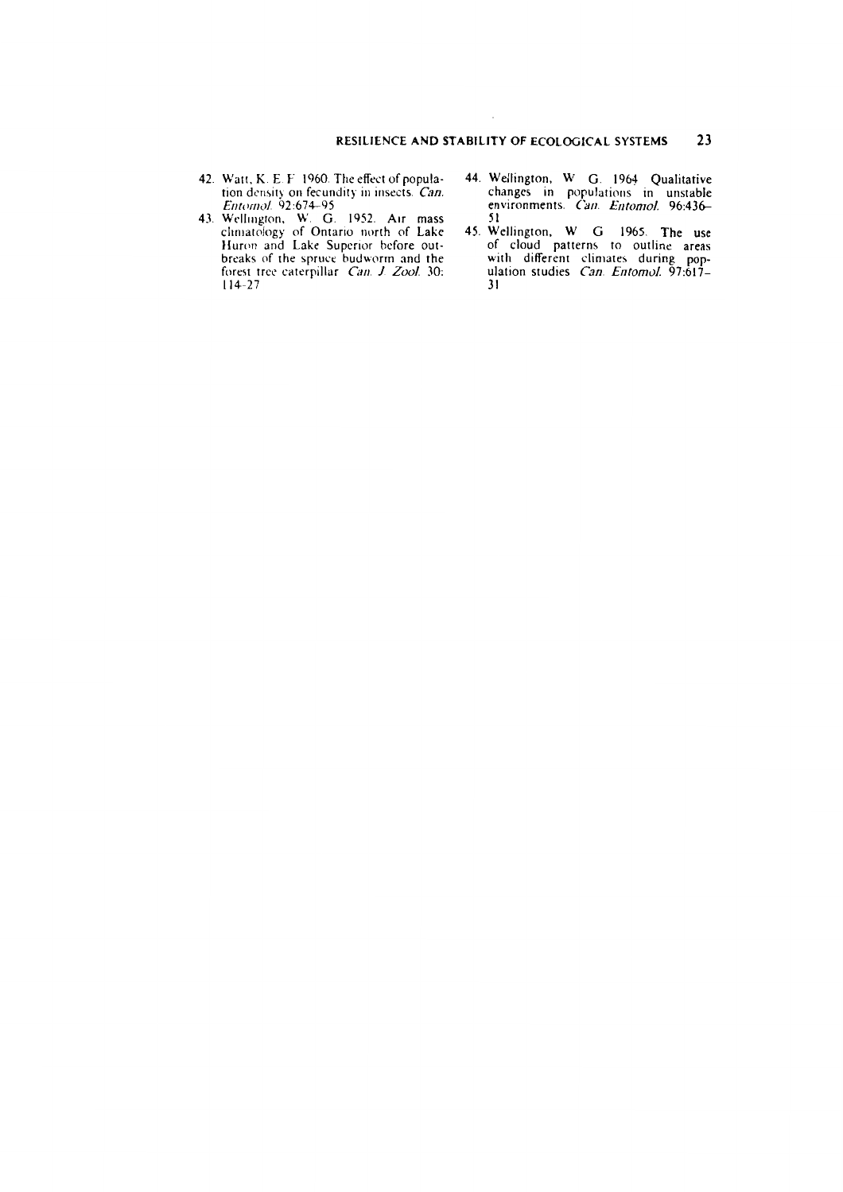42. Watt, K. E. F. 1960. The effect of population density on fecundity in insects. *Can. Entomol.* 92:674–95
43. Wellington, W. G. 1952. Air mass climatology of Ontario north of Lake Huron and Lake Superior before outbreaks of the spruce budworm and the forest tree caterpillar. *Can. J. Zool.* 30:114–27
44. Wellington, W. G. 1964. Qualitative changes in populations in unstable environments. *Can. Entomol.* 96:436–51
45. Wellington, W. G. 1965. The use of cloud patterns to outline areas with different climates during population studies. *Can. Entomol.* 97:617–31